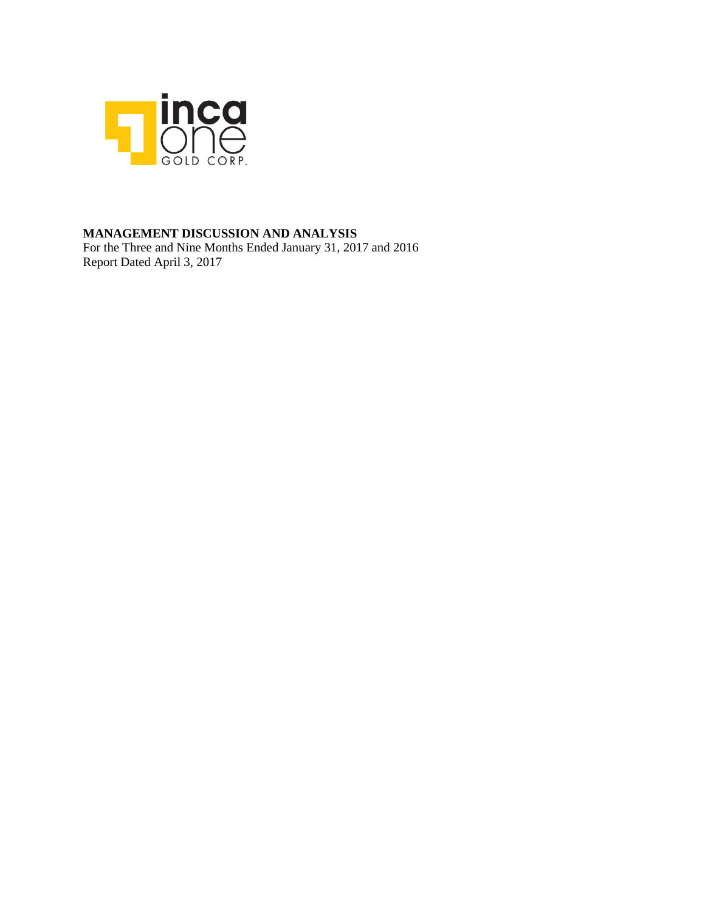inca one GOLD CORP.

**MANAGEMENT DISCUSSION AND ANALYSIS**

For the Three and Nine Months Ended January 31, 2017 and 2016

Report Dated April 3, 2017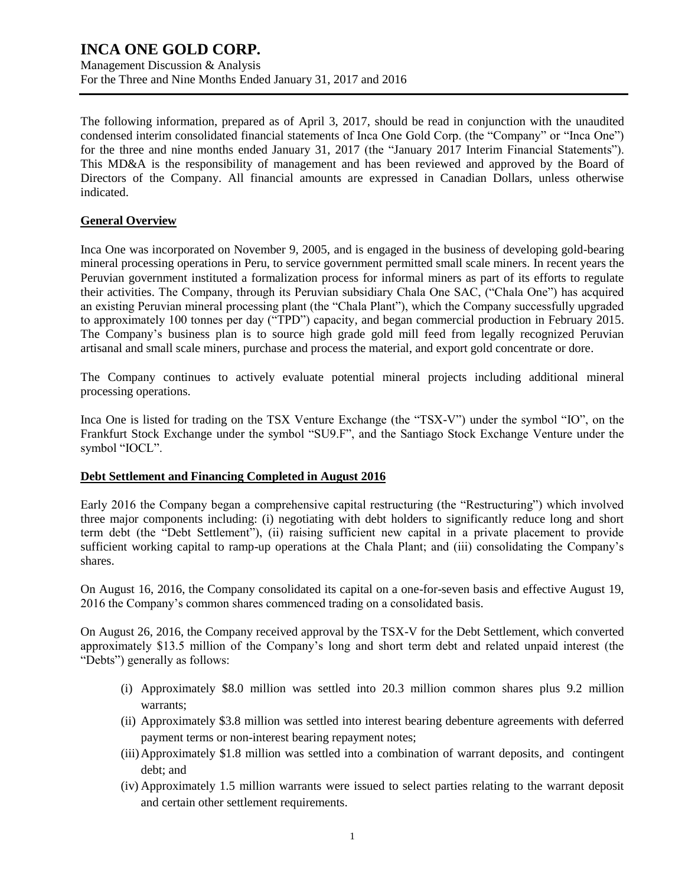# INCA ONE GOLD CORP.

Management Discussion & Analysis
For the Three and Nine Months Ended January 31, 2017 and 2016

The following information, prepared as of April 3, 2017, should be read in conjunction with the unaudited condensed interim consolidated financial statements of Inca One Gold Corp. (the "Company" or "Inca One") for the three and nine months ended January 31, 2017 (the "January 2017 Interim Financial Statements"). This MD&A is the responsibility of management and has been reviewed and approved by the Board of Directors of the Company. All financial amounts are expressed in Canadian Dollars, unless otherwise indicated.

## General Overview

Inca One was incorporated on November 9, 2005, and is engaged in the business of developing gold-bearing mineral processing operations in Peru, to service government permitted small scale miners. In recent years the Peruvian government instituted a formalization process for informal miners as part of its efforts to regulate their activities. The Company, through its Peruvian subsidiary Chala One SAC, ("Chala One") has acquired an existing Peruvian mineral processing plant (the "Chala Plant"), which the Company successfully upgraded to approximately 100 tonnes per day ("TPD") capacity, and began commercial production in February 2015. The Company's business plan is to source high grade gold mill feed from legally recognized Peruvian artisanal and small scale miners, purchase and process the material, and export gold concentrate or dore.

The Company continues to actively evaluate potential mineral projects including additional mineral processing operations.

Inca One is listed for trading on the TSX Venture Exchange (the "TSX-V") under the symbol "IO", on the Frankfurt Stock Exchange under the symbol "SU9.F", and the Santiago Stock Exchange Venture under the symbol "IOCL".

## Debt Settlement and Financing Completed in August 2016

Early 2016 the Company began a comprehensive capital restructuring (the "Restructuring") which involved three major components including: (i) negotiating with debt holders to significantly reduce long and short term debt (the "Debt Settlement"), (ii) raising sufficient new capital in a private placement to provide sufficient working capital to ramp-up operations at the Chala Plant; and (iii) consolidating the Company's shares.

On August 16, 2016, the Company consolidated its capital on a one-for-seven basis and effective August 19, 2016 the Company's common shares commenced trading on a consolidated basis.

On August 26, 2016, the Company received approval by the TSX-V for the Debt Settlement, which converted approximately $13.5 million of the Company's long and short term debt and related unpaid interest (the "Debts") generally as follows:

(i) Approximately $8.0 million was settled into 20.3 million common shares plus 9.2 million warrants;

(ii) Approximately $3.8 million was settled into interest bearing debenture agreements with deferred payment terms or non-interest bearing repayment notes;

(iii) Approximately $1.8 million was settled into a combination of warrant deposits, and contingent debt; and

(iv) Approximately 1.5 million warrants were issued to select parties relating to the warrant deposit and certain other settlement requirements.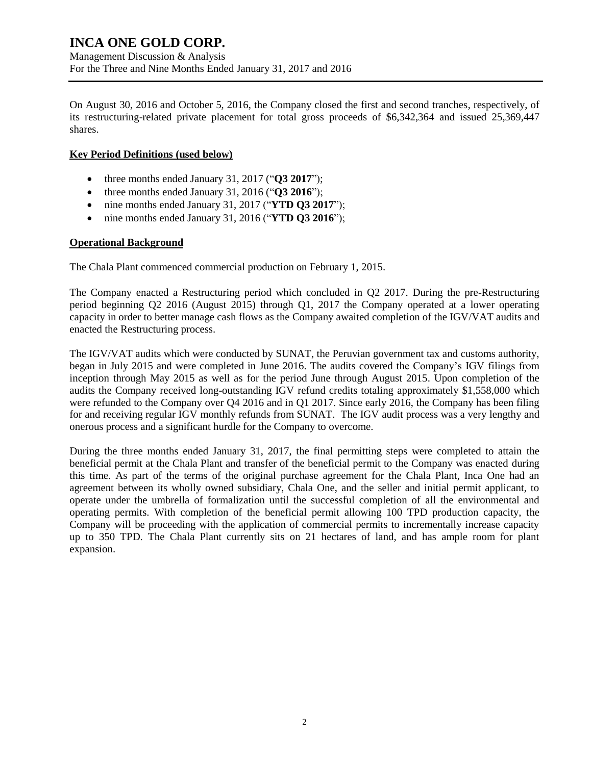On August 30, 2016 and October 5, 2016, the Company closed the first and second tranches, respectively, of its restructuring-related private placement for total gross proceeds of $6,342,364 and issued 25,369,447 shares.

## Key Period Definitions (used below)

- three months ended January 31, 2017 ("**Q3 2017**");
- three months ended January 31, 2016 ("**Q3 2016**");
- nine months ended January 31, 2017 ("**YTD Q3 2017**");
- nine months ended January 31, 2016 ("**YTD Q3 2016**");

## Operational Background

The Chala Plant commenced commercial production on February 1, 2015.

The Company enacted a Restructuring period which concluded in Q2 2017. During the pre-Restructuring period beginning Q2 2016 (August 2015) through Q1, 2017 the Company operated at a lower operating capacity in order to better manage cash flows as the Company awaited completion of the IGV/VAT audits and enacted the Restructuring process.

The IGV/VAT audits which were conducted by SUNAT, the Peruvian government tax and customs authority, began in July 2015 and were completed in June 2016. The audits covered the Company's IGV filings from inception through May 2015 as well as for the period June through August 2015. Upon completion of the audits the Company received long-outstanding IGV refund credits totaling approximately $1,558,000 which were refunded to the Company over Q4 2016 and in Q1 2017. Since early 2016, the Company has been filing for and receiving regular IGV monthly refunds from SUNAT. The IGV audit process was a very lengthy and onerous process and a significant hurdle for the Company to overcome.

During the three months ended January 31, 2017, the final permitting steps were completed to attain the beneficial permit at the Chala Plant and transfer of the beneficial permit to the Company was enacted during this time. As part of the terms of the original purchase agreement for the Chala Plant, Inca One had an agreement between its wholly owned subsidiary, Chala One, and the seller and initial permit applicant, to operate under the umbrella of formalization until the successful completion of all the environmental and operating permits. With completion of the beneficial permit allowing 100 TPD production capacity, the Company will be proceeding with the application of commercial permits to incrementally increase capacity up to 350 TPD. The Chala Plant currently sits on 21 hectares of land, and has ample room for plant expansion.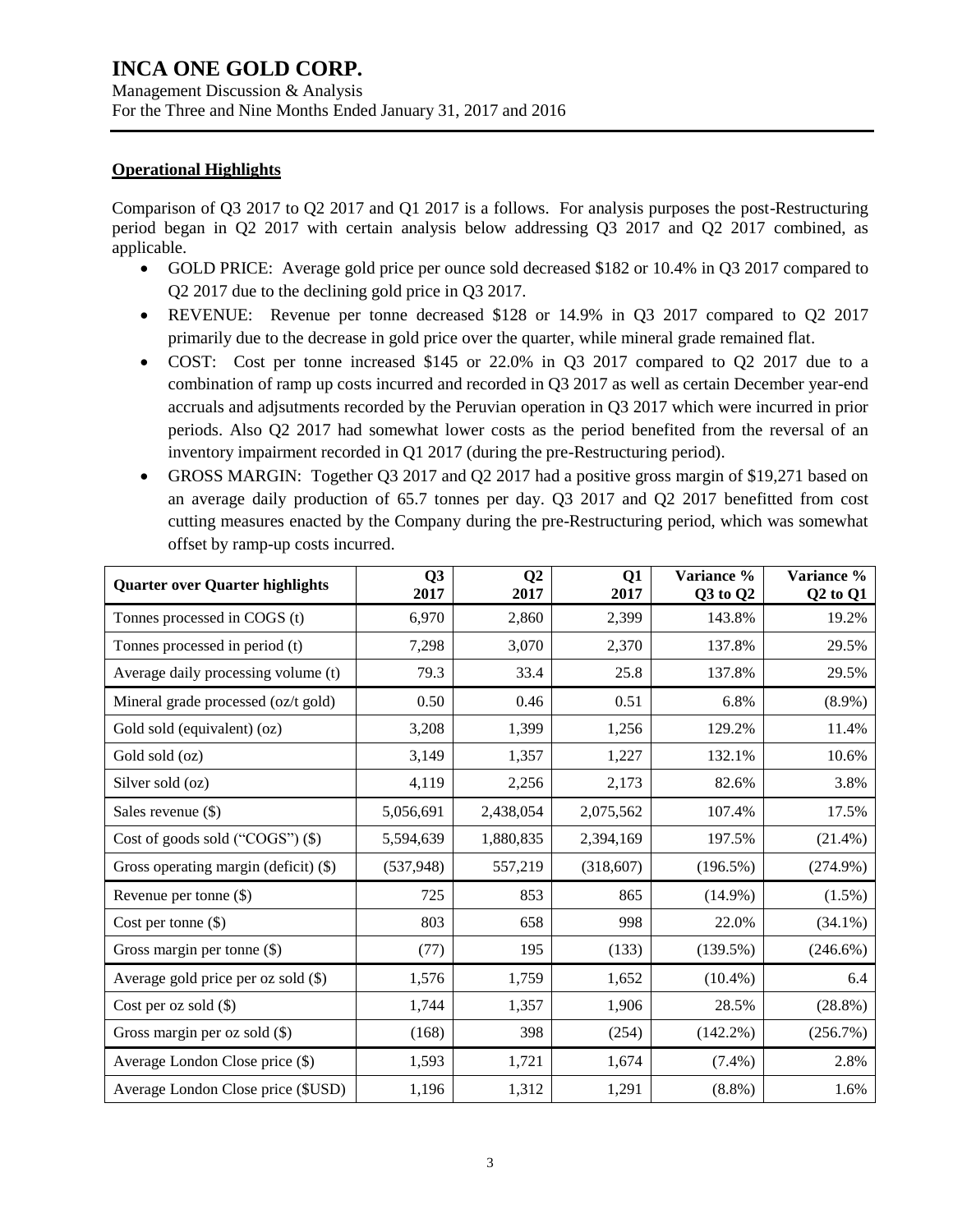## Operational Highlights

Comparison of Q3 2017 to Q2 2017 and Q1 2017 is a follows. For analysis purposes the post-Restructuring period began in Q2 2017 with certain analysis below addressing Q3 2017 and Q2 2017 combined, as applicable.

- GOLD PRICE: Average gold price per ounce sold decreased $182 or 10.4% in Q3 2017 compared to Q2 2017 due to the declining gold price in Q3 2017.
- REVENUE: Revenue per tonne decreased $128 or 14.9% in Q3 2017 compared to Q2 2017 primarily due to the decrease in gold price over the quarter, while mineral grade remained flat.
- COST: Cost per tonne increased $145 or 22.0% in Q3 2017 compared to Q2 2017 due to a combination of ramp up costs incurred and recorded in Q3 2017 as well as certain December year-end accruals and adjsutments recorded by the Peruvian operation in Q3 2017 which were incurred in prior periods. Also Q2 2017 had somewhat lower costs as the period benefited from the reversal of an inventory impairment recorded in Q1 2017 (during the pre-Restructuring period).
- GROSS MARGIN: Together Q3 2017 and Q2 2017 had a positive gross margin of $19,271 based on an average daily production of 65.7 tonnes per day. Q3 2017 and Q2 2017 benefitted from cost cutting measures enacted by the Company during the pre-Restructuring period, which was somewhat offset by ramp-up costs incurred.

| Quarter over Quarter highlights | Q3 2017 | Q2 2017 | Q1 2017 | Variance % Q3 to Q2 | Variance % Q2 to Q1 |
|---|---|---|---|---|---|
| Tonnes processed in COGS (t) | 6,970 | 2,860 | 2,399 | 143.8% | 19.2% |
| Tonnes processed in period (t) | 7,298 | 3,070 | 2,370 | 137.8% | 29.5% |
| Average daily processing volume (t) | 79.3 | 33.4 | 25.8 | 137.8% | 29.5% |
| Mineral grade processed (oz/t gold) | 0.50 | 0.46 | 0.51 | 6.8% | (8.9%) |
| Gold sold (equivalent) (oz) | 3,208 | 1,399 | 1,256 | 129.2% | 11.4% |
| Gold sold (oz) | 3,149 | 1,357 | 1,227 | 132.1% | 10.6% |
| Silver sold (oz) | 4,119 | 2,256 | 2,173 | 82.6% | 3.8% |
| Sales revenue ($) | 5,056,691 | 2,438,054 | 2,075,562 | 107.4% | 17.5% |
| Cost of goods sold ("COGS") ($) | 5,594,639 | 1,880,835 | 2,394,169 | 197.5% | (21.4%) |
| Gross operating margin (deficit) ($) | (537,948) | 557,219 | (318,607) | (196.5%) | (274.9%) |
| Revenue per tonne ($) | 725 | 853 | 865 | (14.9%) | (1.5%) |
| Cost per tonne ($) | 803 | 658 | 998 | 22.0% | (34.1%) |
| Gross margin per tonne ($) | (77) | 195 | (133) | (139.5%) | (246.6%) |
| Average gold price per oz sold ($) | 1,576 | 1,759 | 1,652 | (10.4%) | 6.4 |
| Cost per oz sold ($) | 1,744 | 1,357 | 1,906 | 28.5% | (28.8%) |
| Gross margin per oz sold ($) | (168) | 398 | (254) | (142.2%) | (256.7%) |
| Average London Close price ($) | 1,593 | 1,721 | 1,674 | (7.4%) | 2.8% |
| Average London Close price ($USD) | 1,196 | 1,312 | 1,291 | (8.8%) | 1.6% |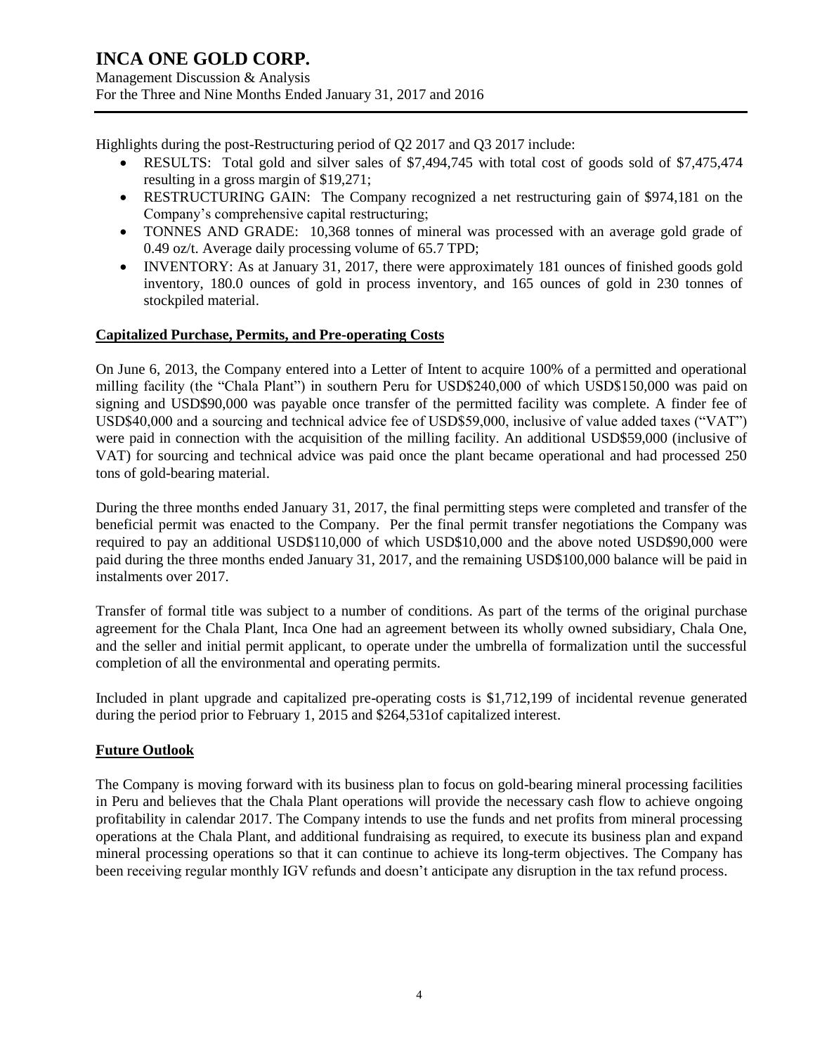Highlights during the post-Restructuring period of Q2 2017 and Q3 2017 include:

- RESULTS: Total gold and silver sales of $7,494,745 with total cost of goods sold of $7,475,474 resulting in a gross margin of $19,271;
- RESTRUCTURING GAIN: The Company recognized a net restructuring gain of $974,181 on the Company's comprehensive capital restructuring;
- TONNES AND GRADE: 10,368 tonnes of mineral was processed with an average gold grade of 0.49 oz/t. Average daily processing volume of 65.7 TPD;
- INVENTORY: As at January 31, 2017, there were approximately 181 ounces of finished goods gold inventory, 180.0 ounces of gold in process inventory, and 165 ounces of gold in 230 tonnes of stockpiled material.

## Capitalized Purchase, Permits, and Pre-operating Costs

On June 6, 2013, the Company entered into a Letter of Intent to acquire 100% of a permitted and operational milling facility (the "Chala Plant") in southern Peru for USD$240,000 of which USD$150,000 was paid on signing and USD$90,000 was payable once transfer of the permitted facility was complete. A finder fee of USD$40,000 and a sourcing and technical advice fee of USD$59,000, inclusive of value added taxes ("VAT") were paid in connection with the acquisition of the milling facility. An additional USD$59,000 (inclusive of VAT) for sourcing and technical advice was paid once the plant became operational and had processed 250 tons of gold-bearing material.

During the three months ended January 31, 2017, the final permitting steps were completed and transfer of the beneficial permit was enacted to the Company. Per the final permit transfer negotiations the Company was required to pay an additional USD$110,000 of which USD$10,000 and the above noted USD$90,000 were paid during the three months ended January 31, 2017, and the remaining USD$100,000 balance will be paid in instalments over 2017.

Transfer of formal title was subject to a number of conditions. As part of the terms of the original purchase agreement for the Chala Plant, Inca One had an agreement between its wholly owned subsidiary, Chala One, and the seller and initial permit applicant, to operate under the umbrella of formalization until the successful completion of all the environmental and operating permits.

Included in plant upgrade and capitalized pre-operating costs is $1,712,199 of incidental revenue generated during the period prior to February 1, 2015 and $264,531of capitalized interest.

## Future Outlook

The Company is moving forward with its business plan to focus on gold-bearing mineral processing facilities in Peru and believes that the Chala Plant operations will provide the necessary cash flow to achieve ongoing profitability in calendar 2017. The Company intends to use the funds and net profits from mineral processing operations at the Chala Plant, and additional fundraising as required, to execute its business plan and expand mineral processing operations so that it can continue to achieve its long-term objectives. The Company has been receiving regular monthly IGV refunds and doesn't anticipate any disruption in the tax refund process.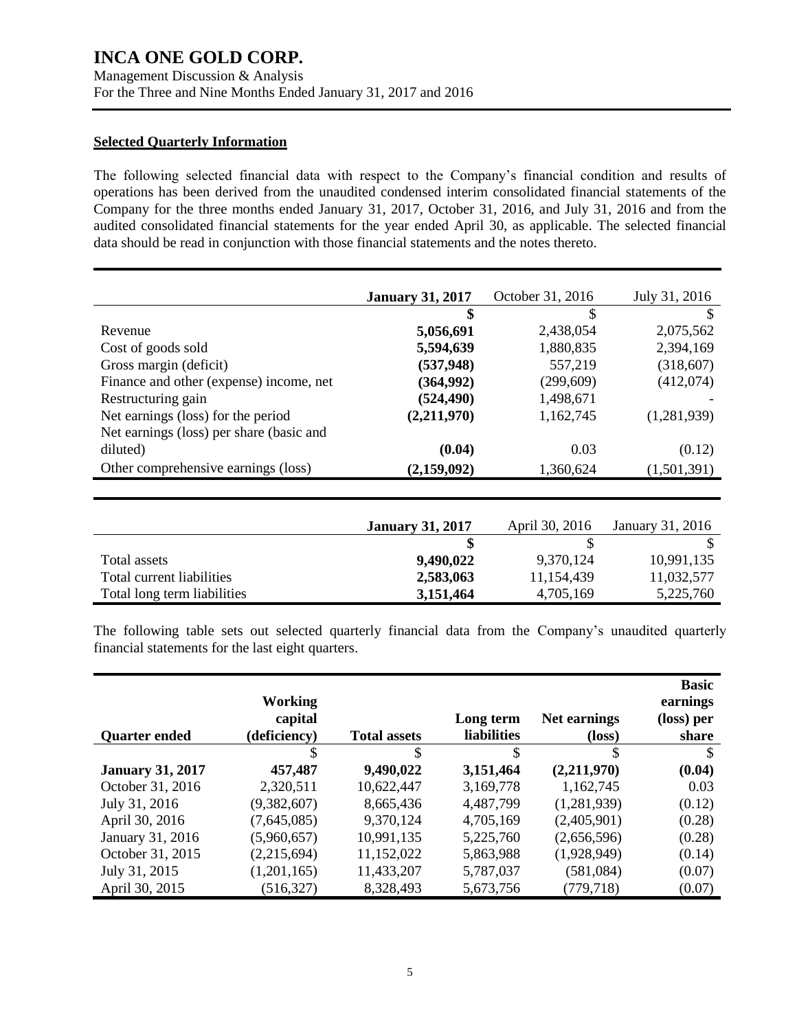### Selected Quarterly Information

The following selected financial data with respect to the Company's financial condition and results of operations has been derived from the unaudited condensed interim consolidated financial statements of the Company for the three months ended January 31, 2017, October 31, 2016, and July 31, 2016 and from the audited consolidated financial statements for the year ended April 30, as applicable. The selected financial data should be read in conjunction with those financial statements and the notes thereto.

| | **January 31, 2017** | October 31, 2016 | July 31, 2016 |
|---|---|---|---|
| | **$** | $ | $ |
| Revenue | **5,056,691** | 2,438,054 | 2,075,562 |
| Cost of goods sold | **5,594,639** | 1,880,835 | 2,394,169 |
| Gross margin (deficit) | **(537,948)** | 557,219 | (318,607) |
| Finance and other (expense) income, net | **(364,992)** | (299,609) | (412,074) |
| Restructuring gain | **(524,490)** | 1,498,671 | - |
| Net earnings (loss) for the period | **(2,211,970)** | 1,162,745 | (1,281,939) |
| Net earnings (loss) per share (basic and diluted) | **(0.04)** | 0.03 | (0.12) |
| Other comprehensive earnings (loss) | **(2,159,092)** | 1,360,624 | (1,501,391) |

| | **January 31, 2017** | April 30, 2016 | January 31, 2016 |
|---|---|---|---|
| | **$** | $ | $ |
| Total assets | **9,490,022** | 9,370,124 | 10,991,135 |
| Total current liabilities | **2,583,063** | 11,154,439 | 11,032,577 |
| Total long term liabilities | **3,151,464** | 4,705,169 | 5,225,760 |

The following table sets out selected quarterly financial data from the Company's unaudited quarterly financial statements for the last eight quarters.

| Quarter ended | Working capital (deficiency) | Total assets | Long term liabilities | Net earnings (loss) | Basic earnings (loss) per share |
|---|---|---|---|---|---|
| | $ | $ | $ | $ | $ |
| **January 31, 2017** | **457,487** | **9,490,022** | **3,151,464** | **(2,211,970)** | **(0.04)** |
| October 31, 2016 | 2,320,511 | 10,622,447 | 3,169,778 | 1,162,745 | 0.03 |
| July 31, 2016 | (9,382,607) | 8,665,436 | 4,487,799 | (1,281,939) | (0.12) |
| April 30, 2016 | (7,645,085) | 9,370,124 | 4,705,169 | (2,405,901) | (0.28) |
| January 31, 2016 | (5,960,657) | 10,991,135 | 5,225,760 | (2,656,596) | (0.28) |
| October 31, 2015 | (2,215,694) | 11,152,022 | 5,863,988 | (1,928,949) | (0.14) |
| July 31, 2015 | (1,201,165) | 11,433,207 | 5,787,037 | (581,084) | (0.07) |
| April 30, 2015 | (516,327) | 8,328,493 | 5,673,756 | (779,718) | (0.07) |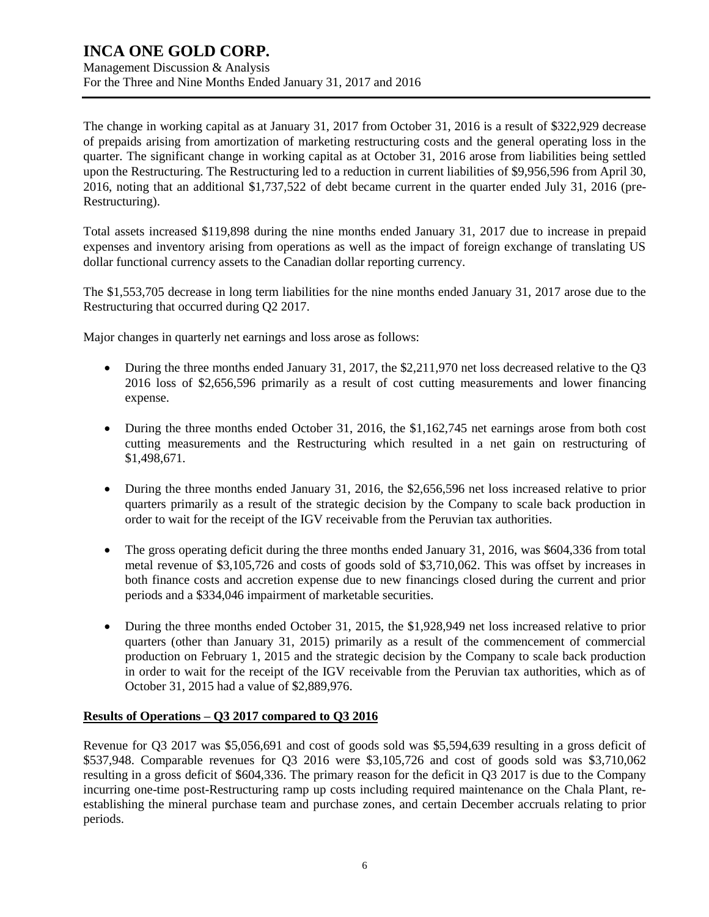The change in working capital as at January 31, 2017 from October 31, 2016 is a result of $322,929 decrease of prepaids arising from amortization of marketing restructuring costs and the general operating loss in the quarter. The significant change in working capital as at October 31, 2016 arose from liabilities being settled upon the Restructuring. The Restructuring led to a reduction in current liabilities of $9,956,596 from April 30, 2016, noting that an additional $1,737,522 of debt became current in the quarter ended July 31, 2016 (pre-Restructuring).

Total assets increased $119,898 during the nine months ended January 31, 2017 due to increase in prepaid expenses and inventory arising from operations as well as the impact of foreign exchange of translating US dollar functional currency assets to the Canadian dollar reporting currency.

The $1,553,705 decrease in long term liabilities for the nine months ended January 31, 2017 arose due to the Restructuring that occurred during Q2 2017.

Major changes in quarterly net earnings and loss arose as follows:

- During the three months ended January 31, 2017, the $2,211,970 net loss decreased relative to the Q3 2016 loss of $2,656,596 primarily as a result of cost cutting measurements and lower financing expense.
- During the three months ended October 31, 2016, the $1,162,745 net earnings arose from both cost cutting measurements and the Restructuring which resulted in a net gain on restructuring of $1,498,671.
- During the three months ended January 31, 2016, the $2,656,596 net loss increased relative to prior quarters primarily as a result of the strategic decision by the Company to scale back production in order to wait for the receipt of the IGV receivable from the Peruvian tax authorities.
- The gross operating deficit during the three months ended January 31, 2016, was $604,336 from total metal revenue of $3,105,726 and costs of goods sold of $3,710,062. This was offset by increases in both finance costs and accretion expense due to new financings closed during the current and prior periods and a $334,046 impairment of marketable securities.
- During the three months ended October 31, 2015, the $1,928,949 net loss increased relative to prior quarters (other than January 31, 2015) primarily as a result of the commencement of commercial production on February 1, 2015 and the strategic decision by the Company to scale back production in order to wait for the receipt of the IGV receivable from the Peruvian tax authorities, which as of October 31, 2015 had a value of $2,889,976.

## Results of Operations – Q3 2017 compared to Q3 2016

Revenue for Q3 2017 was $5,056,691 and cost of goods sold was $5,594,639 resulting in a gross deficit of $537,948. Comparable revenues for Q3 2016 were $3,105,726 and cost of goods sold was $3,710,062 resulting in a gross deficit of $604,336. The primary reason for the deficit in Q3 2017 is due to the Company incurring one-time post-Restructuring ramp up costs including required maintenance on the Chala Plant, re-establishing the mineral purchase team and purchase zones, and certain December accruals relating to prior periods.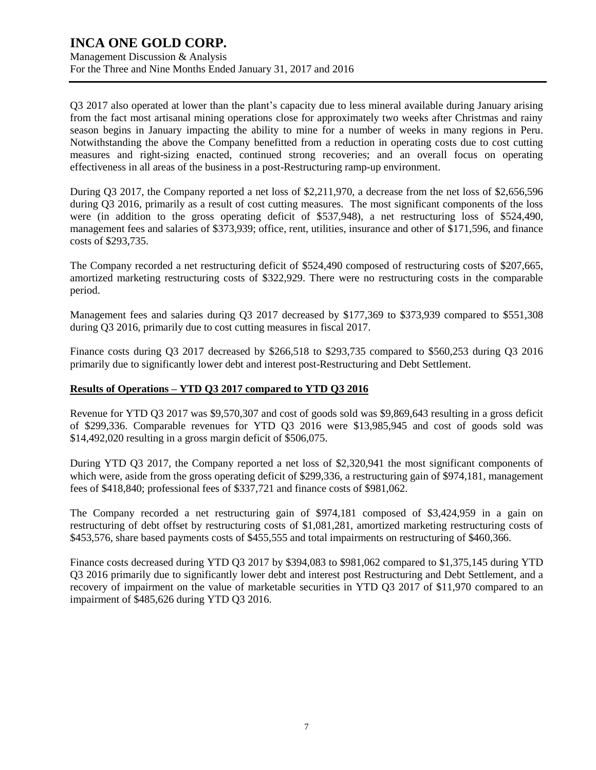Q3 2017 also operated at lower than the plant's capacity due to less mineral available during January arising from the fact most artisanal mining operations close for approximately two weeks after Christmas and rainy season begins in January impacting the ability to mine for a number of weeks in many regions in Peru. Notwithstanding the above the Company benefitted from a reduction in operating costs due to cost cutting measures and right-sizing enacted, continued strong recoveries; and an overall focus on operating effectiveness in all areas of the business in a post-Restructuring ramp-up environment.

During Q3 2017, the Company reported a net loss of $2,211,970, a decrease from the net loss of $2,656,596 during Q3 2016, primarily as a result of cost cutting measures. The most significant components of the loss were (in addition to the gross operating deficit of $537,948), a net restructuring loss of $524,490, management fees and salaries of $373,939; office, rent, utilities, insurance and other of $171,596, and finance costs of $293,735.

The Company recorded a net restructuring deficit of $524,490 composed of restructuring costs of $207,665, amortized marketing restructuring costs of $322,929. There were no restructuring costs in the comparable period.

Management fees and salaries during Q3 2017 decreased by $177,369 to $373,939 compared to $551,308 during Q3 2016, primarily due to cost cutting measures in fiscal 2017.

Finance costs during Q3 2017 decreased by $266,518 to $293,735 compared to $560,253 during Q3 2016 primarily due to significantly lower debt and interest post-Restructuring and Debt Settlement.

## Results of Operations – YTD Q3 2017 compared to YTD Q3 2016

Revenue for YTD Q3 2017 was $9,570,307 and cost of goods sold was $9,869,643 resulting in a gross deficit of $299,336. Comparable revenues for YTD Q3 2016 were $13,985,945 and cost of goods sold was $14,492,020 resulting in a gross margin deficit of $506,075.

During YTD Q3 2017, the Company reported a net loss of $2,320,941 the most significant components of which were, aside from the gross operating deficit of $299,336, a restructuring gain of $974,181, management fees of $418,840; professional fees of $337,721 and finance costs of $981,062.

The Company recorded a net restructuring gain of $974,181 composed of $3,424,959 in a gain on restructuring of debt offset by restructuring costs of $1,081,281, amortized marketing restructuring costs of $453,576, share based payments costs of $455,555 and total impairments on restructuring of $460,366.

Finance costs decreased during YTD Q3 2017 by $394,083 to $981,062 compared to $1,375,145 during YTD Q3 2016 primarily due to significantly lower debt and interest post Restructuring and Debt Settlement, and a recovery of impairment on the value of marketable securities in YTD Q3 2017 of $11,970 compared to an impairment of $485,626 during YTD Q3 2016.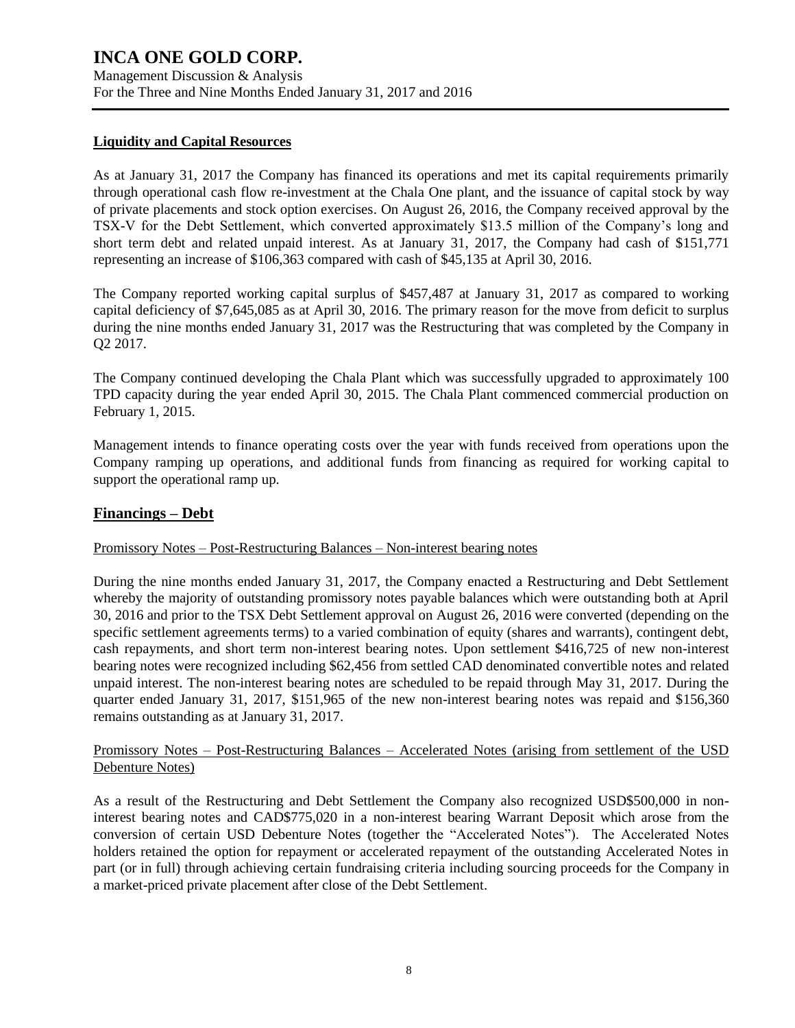## Liquidity and Capital Resources

As at January 31, 2017 the Company has financed its operations and met its capital requirements primarily through operational cash flow re-investment at the Chala One plant, and the issuance of capital stock by way of private placements and stock option exercises. On August 26, 2016, the Company received approval by the TSX-V for the Debt Settlement, which converted approximately $13.5 million of the Company's long and short term debt and related unpaid interest. As at January 31, 2017, the Company had cash of $151,771 representing an increase of $106,363 compared with cash of $45,135 at April 30, 2016.

The Company reported working capital surplus of $457,487 at January 31, 2017 as compared to working capital deficiency of $7,645,085 as at April 30, 2016. The primary reason for the move from deficit to surplus during the nine months ended January 31, 2017 was the Restructuring that was completed by the Company in Q2 2017.

The Company continued developing the Chala Plant which was successfully upgraded to approximately 100 TPD capacity during the year ended April 30, 2015. The Chala Plant commenced commercial production on February 1, 2015.

Management intends to finance operating costs over the year with funds received from operations upon the Company ramping up operations, and additional funds from financing as required for working capital to support the operational ramp up.

## Financings – Debt

Promissory Notes – Post-Restructuring Balances – Non-interest bearing notes

During the nine months ended January 31, 2017, the Company enacted a Restructuring and Debt Settlement whereby the majority of outstanding promissory notes payable balances which were outstanding both at April 30, 2016 and prior to the TSX Debt Settlement approval on August 26, 2016 were converted (depending on the specific settlement agreements terms) to a varied combination of equity (shares and warrants), contingent debt, cash repayments, and short term non-interest bearing notes. Upon settlement $416,725 of new non-interest bearing notes were recognized including $62,456 from settled CAD denominated convertible notes and related unpaid interest. The non-interest bearing notes are scheduled to be repaid through May 31, 2017. During the quarter ended January 31, 2017, $151,965 of the new non-interest bearing notes was repaid and $156,360 remains outstanding as at January 31, 2017.

Promissory Notes – Post-Restructuring Balances – Accelerated Notes (arising from settlement of the USD Debenture Notes)

As a result of the Restructuring and Debt Settlement the Company also recognized USD$500,000 in non-interest bearing notes and CAD$775,020 in a non-interest bearing Warrant Deposit which arose from the conversion of certain USD Debenture Notes (together the "Accelerated Notes"). The Accelerated Notes holders retained the option for repayment or accelerated repayment of the outstanding Accelerated Notes in part (or in full) through achieving certain fundraising criteria including sourcing proceeds for the Company in a market-priced private placement after close of the Debt Settlement.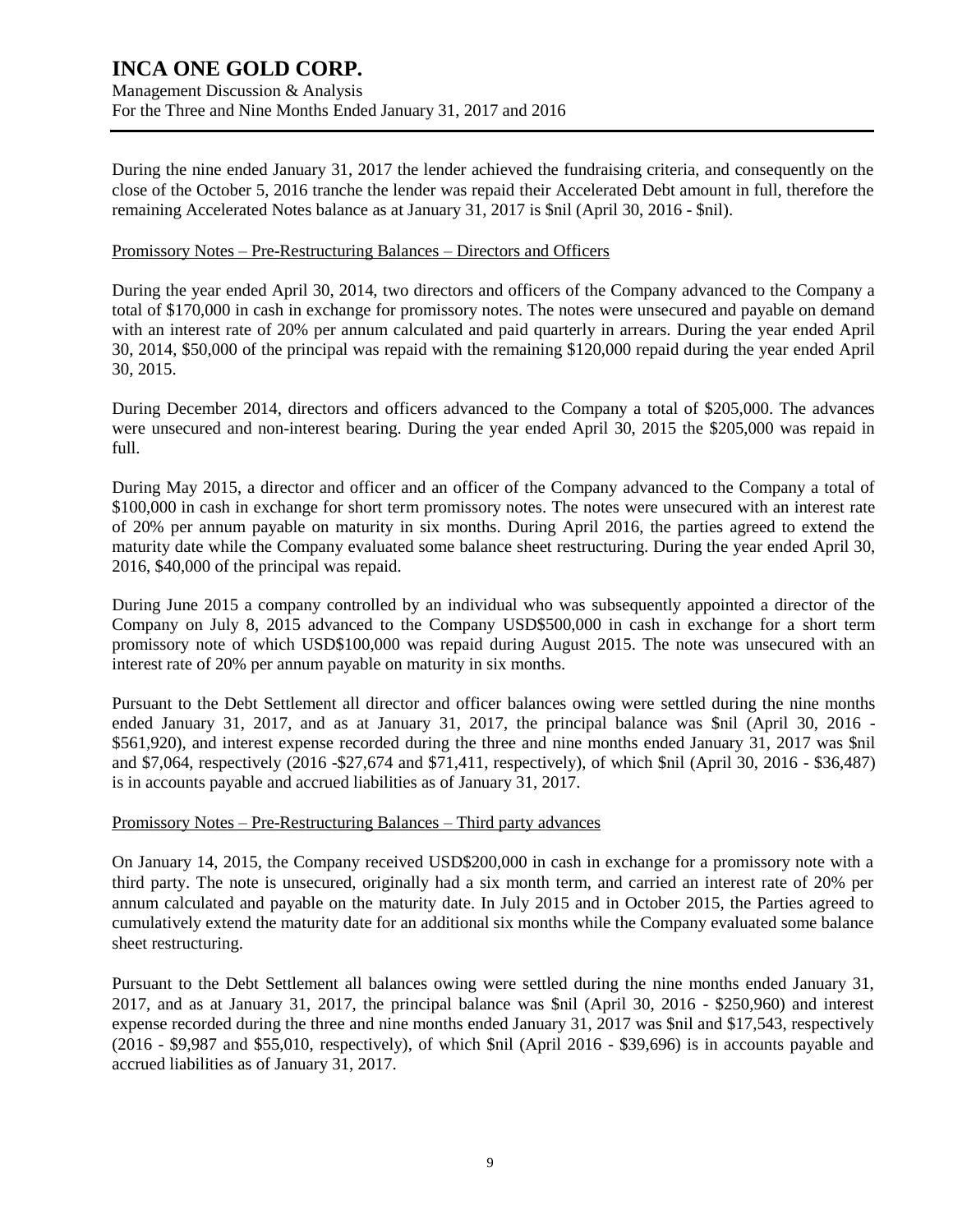During the nine ended January 31, 2017 the lender achieved the fundraising criteria, and consequently on the close of the October 5, 2016 tranche the lender was repaid their Accelerated Debt amount in full, therefore the remaining Accelerated Notes balance as at January 31, 2017 is $nil (April 30, 2016 - $nil).

Promissory Notes – Pre-Restructuring Balances – Directors and Officers

During the year ended April 30, 2014, two directors and officers of the Company advanced to the Company a total of $170,000 in cash in exchange for promissory notes. The notes were unsecured and payable on demand with an interest rate of 20% per annum calculated and paid quarterly in arrears. During the year ended April 30, 2014, $50,000 of the principal was repaid with the remaining $120,000 repaid during the year ended April 30, 2015.

During December 2014, directors and officers advanced to the Company a total of $205,000. The advances were unsecured and non-interest bearing. During the year ended April 30, 2015 the $205,000 was repaid in full.

During May 2015, a director and officer and an officer of the Company advanced to the Company a total of $100,000 in cash in exchange for short term promissory notes. The notes were unsecured with an interest rate of 20% per annum payable on maturity in six months. During April 2016, the parties agreed to extend the maturity date while the Company evaluated some balance sheet restructuring. During the year ended April 30, 2016, $40,000 of the principal was repaid.

During June 2015 a company controlled by an individual who was subsequently appointed a director of the Company on July 8, 2015 advanced to the Company USD$500,000 in cash in exchange for a short term promissory note of which USD$100,000 was repaid during August 2015. The note was unsecured with an interest rate of 20% per annum payable on maturity in six months.

Pursuant to the Debt Settlement all director and officer balances owing were settled during the nine months ended January 31, 2017, and as at January 31, 2017, the principal balance was $nil (April 30, 2016 - $561,920), and interest expense recorded during the three and nine months ended January 31, 2017 was $nil and $7,064, respectively (2016 -$27,674 and $71,411, respectively), of which $nil (April 30, 2016 - $36,487) is in accounts payable and accrued liabilities as of January 31, 2017.

Promissory Notes – Pre-Restructuring Balances – Third party advances

On January 14, 2015, the Company received USD$200,000 in cash in exchange for a promissory note with a third party. The note is unsecured, originally had a six month term, and carried an interest rate of 20% per annum calculated and payable on the maturity date. In July 2015 and in October 2015, the Parties agreed to cumulatively extend the maturity date for an additional six months while the Company evaluated some balance sheet restructuring.

Pursuant to the Debt Settlement all balances owing were settled during the nine months ended January 31, 2017, and as at January 31, 2017, the principal balance was $nil (April 30, 2016 - $250,960) and interest expense recorded during the three and nine months ended January 31, 2017 was $nil and $17,543, respectively (2016 - $9,987 and $55,010, respectively), of which $nil (April 2016 - $39,696) is in accounts payable and accrued liabilities as of January 31, 2017.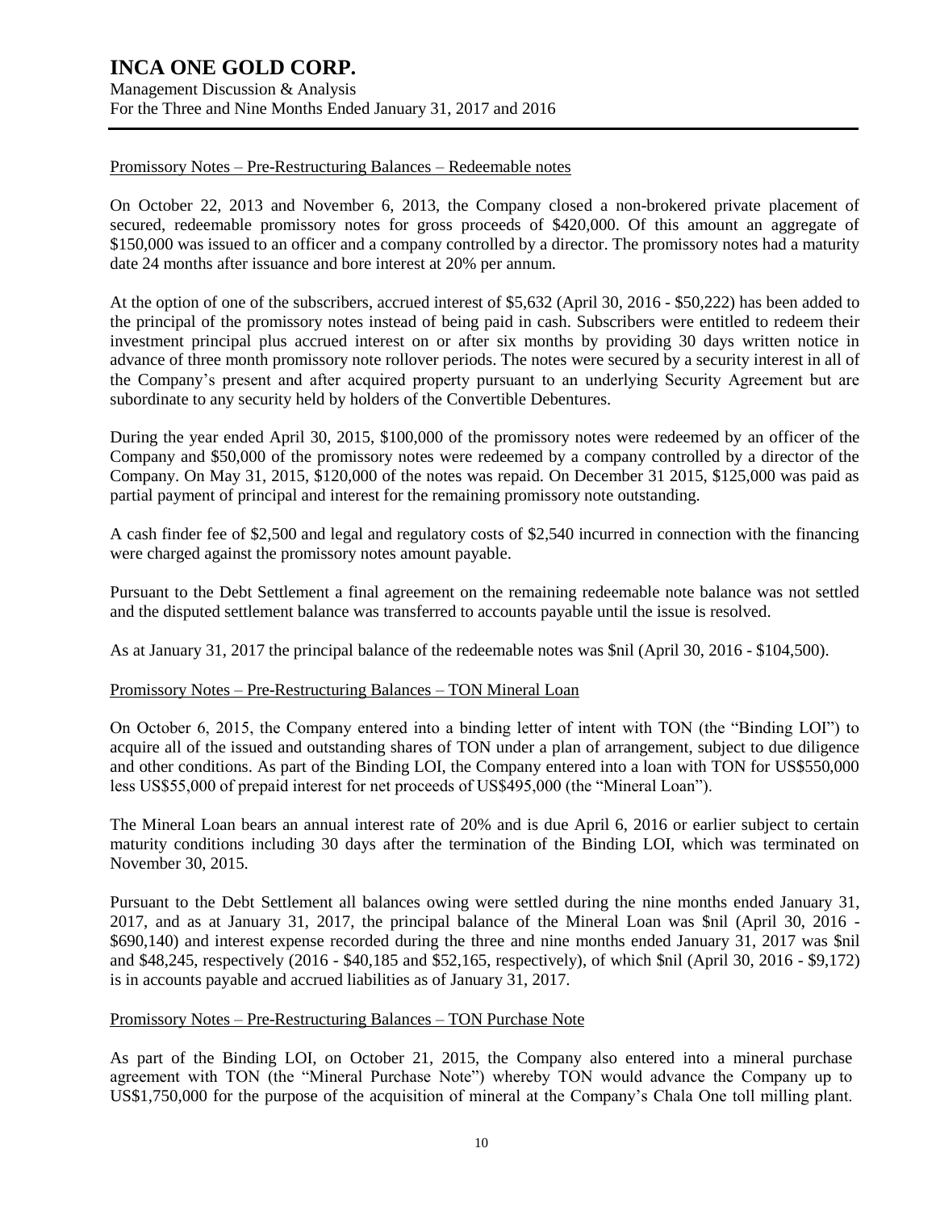### Promissory Notes – Pre-Restructuring Balances – Redeemable notes

On October 22, 2013 and November 6, 2013, the Company closed a non-brokered private placement of secured, redeemable promissory notes for gross proceeds of $420,000. Of this amount an aggregate of $150,000 was issued to an officer and a company controlled by a director. The promissory notes had a maturity date 24 months after issuance and bore interest at 20% per annum.

At the option of one of the subscribers, accrued interest of $5,632 (April 30, 2016 - $50,222) has been added to the principal of the promissory notes instead of being paid in cash. Subscribers were entitled to redeem their investment principal plus accrued interest on or after six months by providing 30 days written notice in advance of three month promissory note rollover periods. The notes were secured by a security interest in all of the Company's present and after acquired property pursuant to an underlying Security Agreement but are subordinate to any security held by holders of the Convertible Debentures.

During the year ended April 30, 2015, $100,000 of the promissory notes were redeemed by an officer of the Company and $50,000 of the promissory notes were redeemed by a company controlled by a director of the Company. On May 31, 2015, $120,000 of the notes was repaid. On December 31 2015, $125,000 was paid as partial payment of principal and interest for the remaining promissory note outstanding.

A cash finder fee of $2,500 and legal and regulatory costs of $2,540 incurred in connection with the financing were charged against the promissory notes amount payable.

Pursuant to the Debt Settlement a final agreement on the remaining redeemable note balance was not settled and the disputed settlement balance was transferred to accounts payable until the issue is resolved.

As at January 31, 2017 the principal balance of the redeemable notes was $nil (April 30, 2016 - $104,500).

### Promissory Notes – Pre-Restructuring Balances – TON Mineral Loan

On October 6, 2015, the Company entered into a binding letter of intent with TON (the "Binding LOI") to acquire all of the issued and outstanding shares of TON under a plan of arrangement, subject to due diligence and other conditions. As part of the Binding LOI, the Company entered into a loan with TON for US$550,000 less US$55,000 of prepaid interest for net proceeds of US$495,000 (the "Mineral Loan").

The Mineral Loan bears an annual interest rate of 20% and is due April 6, 2016 or earlier subject to certain maturity conditions including 30 days after the termination of the Binding LOI, which was terminated on November 30, 2015.

Pursuant to the Debt Settlement all balances owing were settled during the nine months ended January 31, 2017, and as at January 31, 2017, the principal balance of the Mineral Loan was $nil (April 30, 2016 - $690,140) and interest expense recorded during the three and nine months ended January 31, 2017 was $nil and $48,245, respectively (2016 - $40,185 and $52,165, respectively), of which $nil (April 30, 2016 - $9,172) is in accounts payable and accrued liabilities as of January 31, 2017.

### Promissory Notes – Pre-Restructuring Balances – TON Purchase Note

As part of the Binding LOI, on October 21, 2015, the Company also entered into a mineral purchase agreement with TON (the "Mineral Purchase Note") whereby TON would advance the Company up to US$1,750,000 for the purpose of the acquisition of mineral at the Company's Chala One toll milling plant.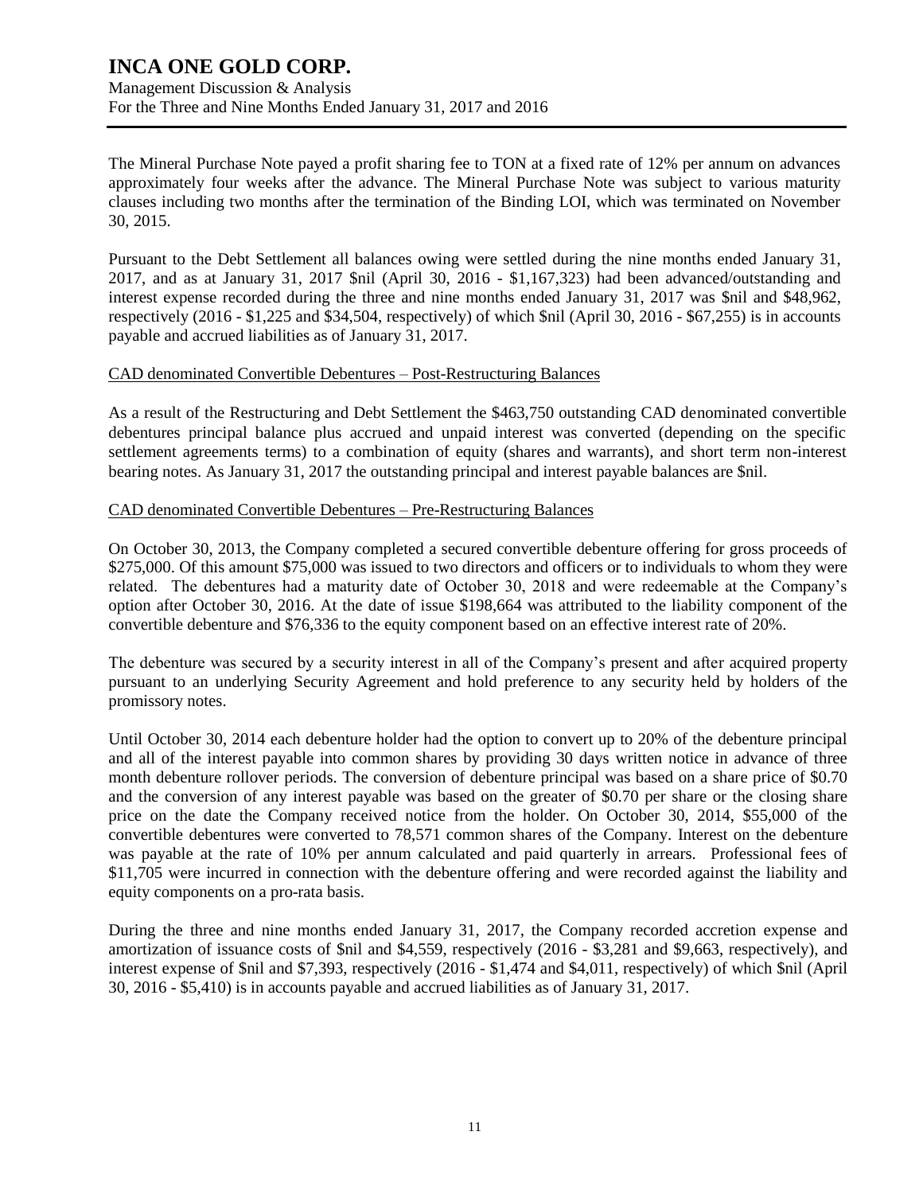The Mineral Purchase Note payed a profit sharing fee to TON at a fixed rate of 12% per annum on advances approximately four weeks after the advance. The Mineral Purchase Note was subject to various maturity clauses including two months after the termination of the Binding LOI, which was terminated on November 30, 2015.

Pursuant to the Debt Settlement all balances owing were settled during the nine months ended January 31, 2017, and as at January 31, 2017 $nil (April 30, 2016 - $1,167,323) had been advanced/outstanding and interest expense recorded during the three and nine months ended January 31, 2017 was $nil and $48,962, respectively (2016 - $1,225 and $34,504, respectively) of which $nil (April 30, 2016 - $67,255) is in accounts payable and accrued liabilities as of January 31, 2017.

CAD denominated Convertible Debentures – Post-Restructuring Balances

As a result of the Restructuring and Debt Settlement the $463,750 outstanding CAD denominated convertible debentures principal balance plus accrued and unpaid interest was converted (depending on the specific settlement agreements terms) to a combination of equity (shares and warrants), and short term non-interest bearing notes. As January 31, 2017 the outstanding principal and interest payable balances are $nil.

CAD denominated Convertible Debentures – Pre-Restructuring Balances

On October 30, 2013, the Company completed a secured convertible debenture offering for gross proceeds of $275,000. Of this amount $75,000 was issued to two directors and officers or to individuals to whom they were related. The debentures had a maturity date of October 30, 2018 and were redeemable at the Company's option after October 30, 2016. At the date of issue $198,664 was attributed to the liability component of the convertible debenture and $76,336 to the equity component based on an effective interest rate of 20%.

The debenture was secured by a security interest in all of the Company's present and after acquired property pursuant to an underlying Security Agreement and hold preference to any security held by holders of the promissory notes.

Until October 30, 2014 each debenture holder had the option to convert up to 20% of the debenture principal and all of the interest payable into common shares by providing 30 days written notice in advance of three month debenture rollover periods. The conversion of debenture principal was based on a share price of $0.70 and the conversion of any interest payable was based on the greater of $0.70 per share or the closing share price on the date the Company received notice from the holder. On October 30, 2014, $55,000 of the convertible debentures were converted to 78,571 common shares of the Company. Interest on the debenture was payable at the rate of 10% per annum calculated and paid quarterly in arrears. Professional fees of $11,705 were incurred in connection with the debenture offering and were recorded against the liability and equity components on a pro-rata basis.

During the three and nine months ended January 31, 2017, the Company recorded accretion expense and amortization of issuance costs of $nil and $4,559, respectively (2016 - $3,281 and $9,663, respectively), and interest expense of $nil and $7,393, respectively (2016 - $1,474 and $4,011, respectively) of which $nil (April 30, 2016 - $5,410) is in accounts payable and accrued liabilities as of January 31, 2017.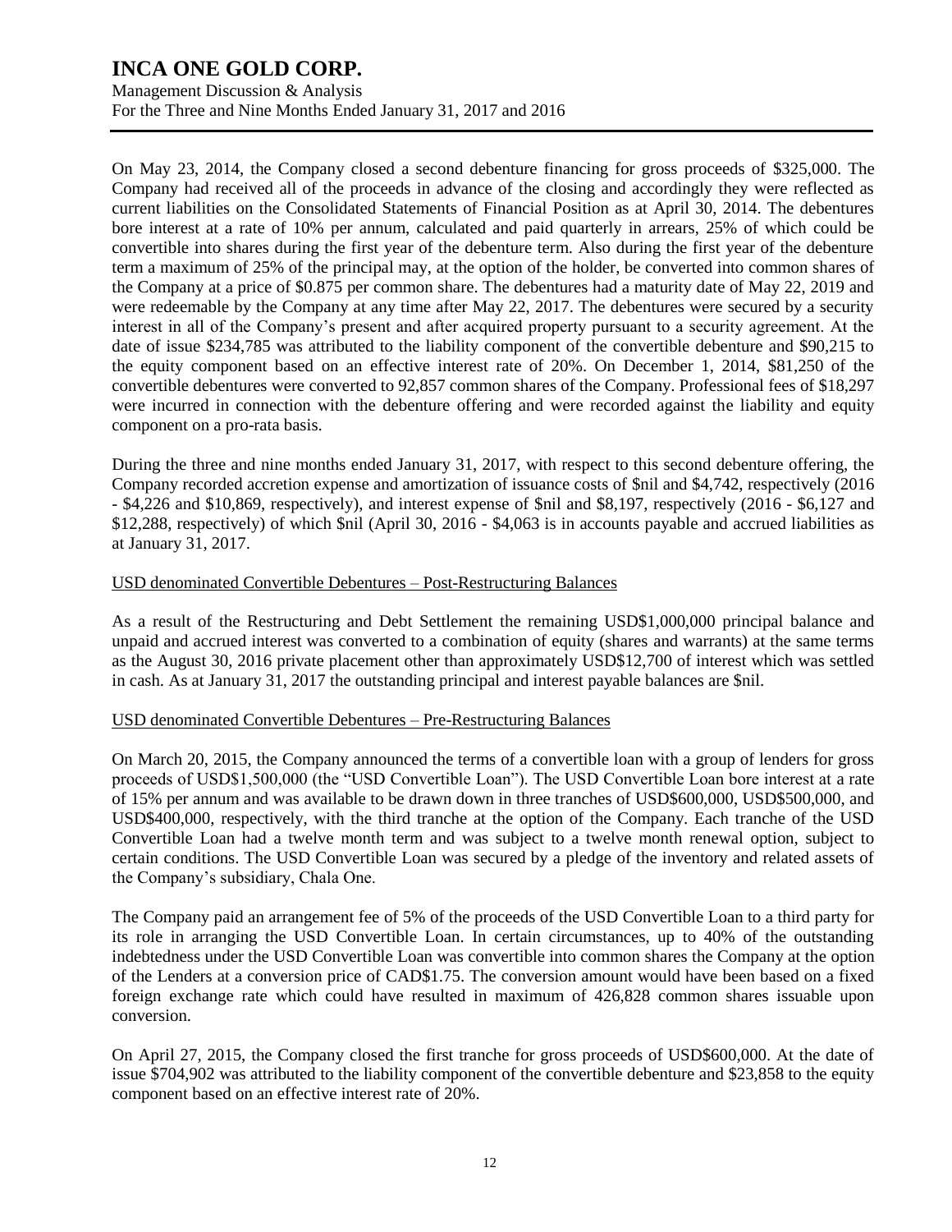On May 23, 2014, the Company closed a second debenture financing for gross proceeds of $325,000. The Company had received all of the proceeds in advance of the closing and accordingly they were reflected as current liabilities on the Consolidated Statements of Financial Position as at April 30, 2014. The debentures bore interest at a rate of 10% per annum, calculated and paid quarterly in arrears, 25% of which could be convertible into shares during the first year of the debenture term. Also during the first year of the debenture term a maximum of 25% of the principal may, at the option of the holder, be converted into common shares of the Company at a price of $0.875 per common share. The debentures had a maturity date of May 22, 2019 and were redeemable by the Company at any time after May 22, 2017. The debentures were secured by a security interest in all of the Company's present and after acquired property pursuant to a security agreement. At the date of issue $234,785 was attributed to the liability component of the convertible debenture and $90,215 to the equity component based on an effective interest rate of 20%. On December 1, 2014, $81,250 of the convertible debentures were converted to 92,857 common shares of the Company. Professional fees of $18,297 were incurred in connection with the debenture offering and were recorded against the liability and equity component on a pro-rata basis.

During the three and nine months ended January 31, 2017, with respect to this second debenture offering, the Company recorded accretion expense and amortization of issuance costs of $nil and $4,742, respectively (2016 - $4,226 and $10,869, respectively), and interest expense of $nil and $8,197, respectively (2016 - $6,127 and $12,288, respectively) of which $nil (April 30, 2016 - $4,063 is in accounts payable and accrued liabilities as at January 31, 2017.

USD denominated Convertible Debentures – Post-Restructuring Balances

As a result of the Restructuring and Debt Settlement the remaining USD$1,000,000 principal balance and unpaid and accrued interest was converted to a combination of equity (shares and warrants) at the same terms as the August 30, 2016 private placement other than approximately USD$12,700 of interest which was settled in cash. As at January 31, 2017 the outstanding principal and interest payable balances are $nil.

USD denominated Convertible Debentures – Pre-Restructuring Balances

On March 20, 2015, the Company announced the terms of a convertible loan with a group of lenders for gross proceeds of USD$1,500,000 (the "USD Convertible Loan"). The USD Convertible Loan bore interest at a rate of 15% per annum and was available to be drawn down in three tranches of USD$600,000, USD$500,000, and USD$400,000, respectively, with the third tranche at the option of the Company. Each tranche of the USD Convertible Loan had a twelve month term and was subject to a twelve month renewal option, subject to certain conditions. The USD Convertible Loan was secured by a pledge of the inventory and related assets of the Company's subsidiary, Chala One.

The Company paid an arrangement fee of 5% of the proceeds of the USD Convertible Loan to a third party for its role in arranging the USD Convertible Loan. In certain circumstances, up to 40% of the outstanding indebtedness under the USD Convertible Loan was convertible into common shares the Company at the option of the Lenders at a conversion price of CAD$1.75. The conversion amount would have been based on a fixed foreign exchange rate which could have resulted in maximum of 426,828 common shares issuable upon conversion.

On April 27, 2015, the Company closed the first tranche for gross proceeds of USD$600,000. At the date of issue $704,902 was attributed to the liability component of the convertible debenture and $23,858 to the equity component based on an effective interest rate of 20%.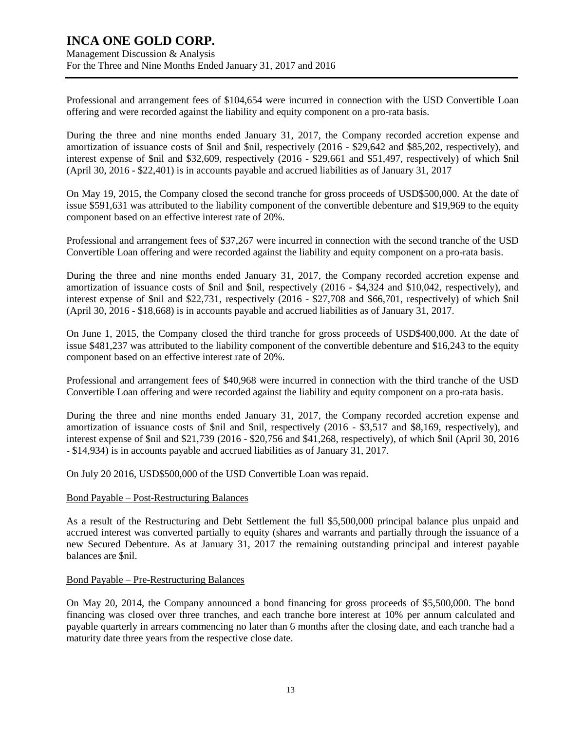Professional and arrangement fees of $104,654 were incurred in connection with the USD Convertible Loan offering and were recorded against the liability and equity component on a pro-rata basis.

During the three and nine months ended January 31, 2017, the Company recorded accretion expense and amortization of issuance costs of $nil and $nil, respectively (2016 - $29,642 and $85,202, respectively), and interest expense of $nil and $32,609, respectively (2016 - $29,661 and $51,497, respectively) of which $nil (April 30, 2016 - $22,401) is in accounts payable and accrued liabilities as of January 31, 2017

On May 19, 2015, the Company closed the second tranche for gross proceeds of USD$500,000. At the date of issue $591,631 was attributed to the liability component of the convertible debenture and $19,969 to the equity component based on an effective interest rate of 20%.

Professional and arrangement fees of $37,267 were incurred in connection with the second tranche of the USD Convertible Loan offering and were recorded against the liability and equity component on a pro-rata basis.

During the three and nine months ended January 31, 2017, the Company recorded accretion expense and amortization of issuance costs of $nil and $nil, respectively (2016 - $4,324 and $10,042, respectively), and interest expense of $nil and $22,731, respectively (2016 - $27,708 and $66,701, respectively) of which $nil (April 30, 2016 - $18,668) is in accounts payable and accrued liabilities as of January 31, 2017.

On June 1, 2015, the Company closed the third tranche for gross proceeds of USD$400,000. At the date of issue $481,237 was attributed to the liability component of the convertible debenture and $16,243 to the equity component based on an effective interest rate of 20%.

Professional and arrangement fees of $40,968 were incurred in connection with the third tranche of the USD Convertible Loan offering and were recorded against the liability and equity component on a pro-rata basis.

During the three and nine months ended January 31, 2017, the Company recorded accretion expense and amortization of issuance costs of $nil and $nil, respectively (2016 - $3,517 and $8,169, respectively), and interest expense of $nil and $21,739 (2016 - $20,756 and $41,268, respectively), of which $nil (April 30, 2016 - $14,934) is in accounts payable and accrued liabilities as of January 31, 2017.

On July 20 2016, USD$500,000 of the USD Convertible Loan was repaid.

Bond Payable – Post-Restructuring Balances

As a result of the Restructuring and Debt Settlement the full $5,500,000 principal balance plus unpaid and accrued interest was converted partially to equity (shares and warrants and partially through the issuance of a new Secured Debenture. As at January 31, 2017 the remaining outstanding principal and interest payable balances are $nil.

Bond Payable – Pre-Restructuring Balances

On May 20, 2014, the Company announced a bond financing for gross proceeds of $5,500,000. The bond financing was closed over three tranches, and each tranche bore interest at 10% per annum calculated and payable quarterly in arrears commencing no later than 6 months after the closing date, and each tranche had a maturity date three years from the respective close date.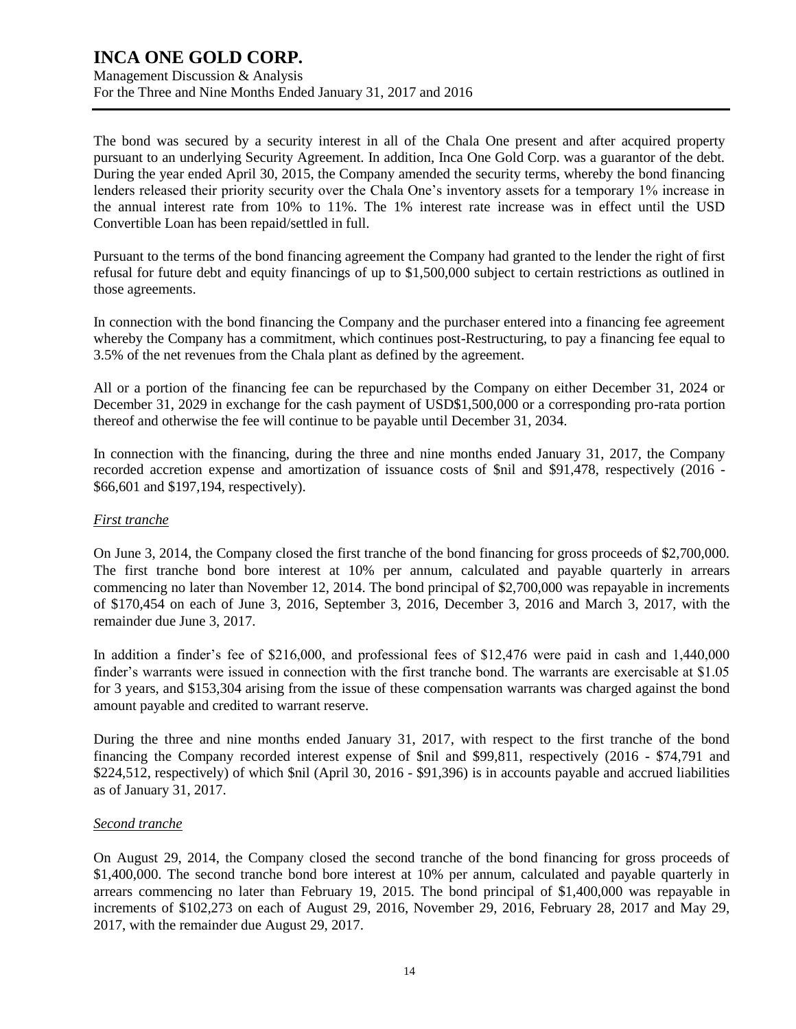The bond was secured by a security interest in all of the Chala One present and after acquired property pursuant to an underlying Security Agreement. In addition, Inca One Gold Corp. was a guarantor of the debt. During the year ended April 30, 2015, the Company amended the security terms, whereby the bond financing lenders released their priority security over the Chala One's inventory assets for a temporary 1% increase in the annual interest rate from 10% to 11%. The 1% interest rate increase was in effect until the USD Convertible Loan has been repaid/settled in full.

Pursuant to the terms of the bond financing agreement the Company had granted to the lender the right of first refusal for future debt and equity financings of up to $1,500,000 subject to certain restrictions as outlined in those agreements.

In connection with the bond financing the Company and the purchaser entered into a financing fee agreement whereby the Company has a commitment, which continues post-Restructuring, to pay a financing fee equal to 3.5% of the net revenues from the Chala plant as defined by the agreement.

All or a portion of the financing fee can be repurchased by the Company on either December 31, 2024 or December 31, 2029 in exchange for the cash payment of USD$1,500,000 or a corresponding pro-rata portion thereof and otherwise the fee will continue to be payable until December 31, 2034.

In connection with the financing, during the three and nine months ended January 31, 2017, the Company recorded accretion expense and amortization of issuance costs of $nil and $91,478, respectively (2016 - $66,601 and $197,194, respectively).

*First tranche*

On June 3, 2014, the Company closed the first tranche of the bond financing for gross proceeds of $2,700,000. The first tranche bond bore interest at 10% per annum, calculated and payable quarterly in arrears commencing no later than November 12, 2014. The bond principal of $2,700,000 was repayable in increments of $170,454 on each of June 3, 2016, September 3, 2016, December 3, 2016 and March 3, 2017, with the remainder due June 3, 2017.

In addition a finder's fee of $216,000, and professional fees of $12,476 were paid in cash and 1,440,000 finder's warrants were issued in connection with the first tranche bond. The warrants are exercisable at $1.05 for 3 years, and $153,304 arising from the issue of these compensation warrants was charged against the bond amount payable and credited to warrant reserve.

During the three and nine months ended January 31, 2017, with respect to the first tranche of the bond financing the Company recorded interest expense of $nil and $99,811, respectively (2016 - $74,791 and $224,512, respectively) of which $nil (April 30, 2016 - $91,396) is in accounts payable and accrued liabilities as of January 31, 2017.

*Second tranche*

On August 29, 2014, the Company closed the second tranche of the bond financing for gross proceeds of $1,400,000. The second tranche bond bore interest at 10% per annum, calculated and payable quarterly in arrears commencing no later than February 19, 2015. The bond principal of $1,400,000 was repayable in increments of $102,273 on each of August 29, 2016, November 29, 2016, February 28, 2017 and May 29, 2017, with the remainder due August 29, 2017.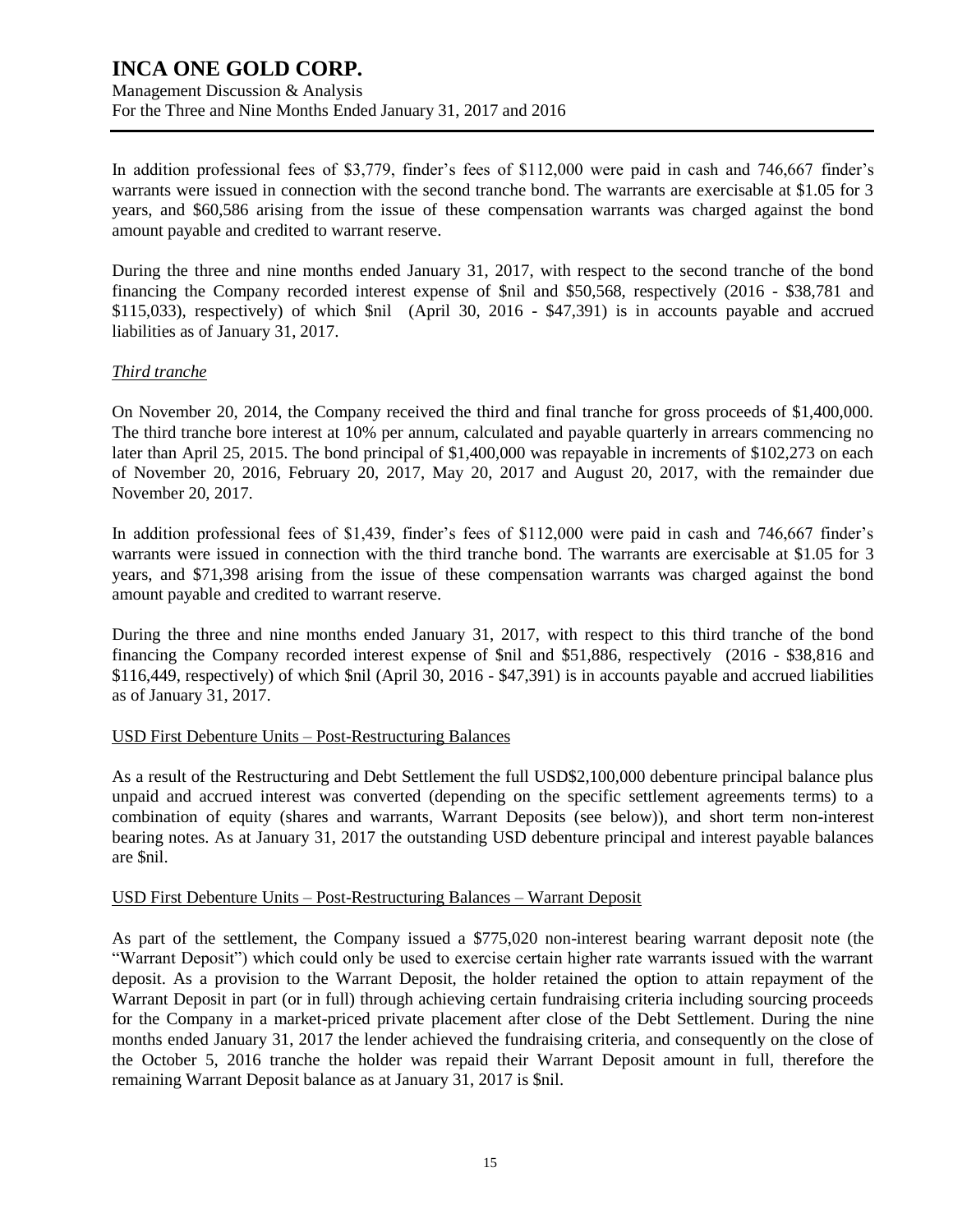In addition professional fees of $3,779, finder's fees of $112,000 were paid in cash and 746,667 finder's warrants were issued in connection with the second tranche bond. The warrants are exercisable at $1.05 for 3 years, and $60,586 arising from the issue of these compensation warrants was charged against the bond amount payable and credited to warrant reserve.

During the three and nine months ended January 31, 2017, with respect to the second tranche of the bond financing the Company recorded interest expense of $nil and $50,568, respectively (2016 - $38,781 and $115,033), respectively) of which $nil (April 30, 2016 - $47,391) is in accounts payable and accrued liabilities as of January 31, 2017.

*Third tranche*

On November 20, 2014, the Company received the third and final tranche for gross proceeds of $1,400,000. The third tranche bore interest at 10% per annum, calculated and payable quarterly in arrears commencing no later than April 25, 2015. The bond principal of $1,400,000 was repayable in increments of $102,273 on each of November 20, 2016, February 20, 2017, May 20, 2017 and August 20, 2017, with the remainder due November 20, 2017.

In addition professional fees of $1,439, finder's fees of $112,000 were paid in cash and 746,667 finder's warrants were issued in connection with the third tranche bond. The warrants are exercisable at $1.05 for 3 years, and $71,398 arising from the issue of these compensation warrants was charged against the bond amount payable and credited to warrant reserve.

During the three and nine months ended January 31, 2017, with respect to this third tranche of the bond financing the Company recorded interest expense of $nil and $51,886, respectively (2016 - $38,816 and $116,449, respectively) of which $nil (April 30, 2016 - $47,391) is in accounts payable and accrued liabilities as of January 31, 2017.

USD First Debenture Units – Post-Restructuring Balances

As a result of the Restructuring and Debt Settlement the full USD$2,100,000 debenture principal balance plus unpaid and accrued interest was converted (depending on the specific settlement agreements terms) to a combination of equity (shares and warrants, Warrant Deposits (see below)), and short term non-interest bearing notes. As at January 31, 2017 the outstanding USD debenture principal and interest payable balances are $nil.

USD First Debenture Units – Post-Restructuring Balances – Warrant Deposit

As part of the settlement, the Company issued a $775,020 non-interest bearing warrant deposit note (the "Warrant Deposit") which could only be used to exercise certain higher rate warrants issued with the warrant deposit. As a provision to the Warrant Deposit, the holder retained the option to attain repayment of the Warrant Deposit in part (or in full) through achieving certain fundraising criteria including sourcing proceeds for the Company in a market-priced private placement after close of the Debt Settlement. During the nine months ended January 31, 2017 the lender achieved the fundraising criteria, and consequently on the close of the October 5, 2016 tranche the holder was repaid their Warrant Deposit amount in full, therefore the remaining Warrant Deposit balance as at January 31, 2017 is $nil.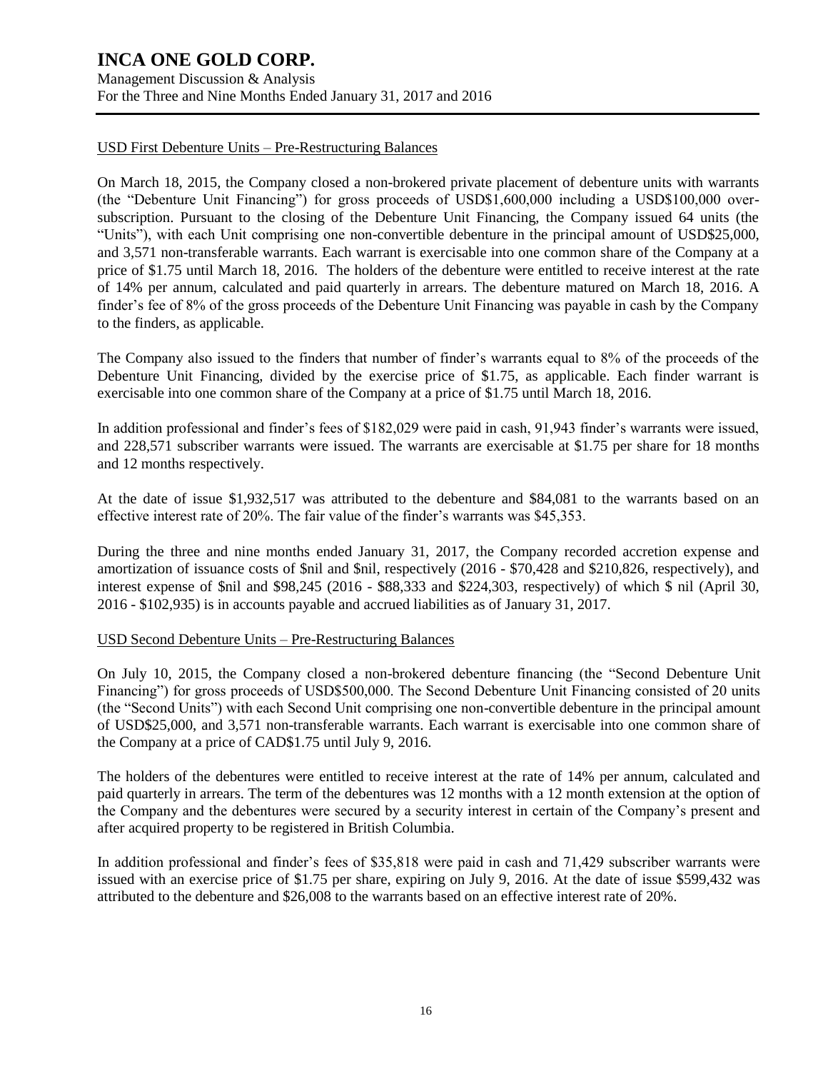### USD First Debenture Units – Pre-Restructuring Balances

On March 18, 2015, the Company closed a non-brokered private placement of debenture units with warrants (the "Debenture Unit Financing") for gross proceeds of USD$1,600,000 including a USD$100,000 over-subscription. Pursuant to the closing of the Debenture Unit Financing, the Company issued 64 units (the "Units"), with each Unit comprising one non-convertible debenture in the principal amount of USD$25,000, and 3,571 non-transferable warrants. Each warrant is exercisable into one common share of the Company at a price of $1.75 until March 18, 2016. The holders of the debenture were entitled to receive interest at the rate of 14% per annum, calculated and paid quarterly in arrears. The debenture matured on March 18, 2016. A finder's fee of 8% of the gross proceeds of the Debenture Unit Financing was payable in cash by the Company to the finders, as applicable.

The Company also issued to the finders that number of finder's warrants equal to 8% of the proceeds of the Debenture Unit Financing, divided by the exercise price of $1.75, as applicable. Each finder warrant is exercisable into one common share of the Company at a price of $1.75 until March 18, 2016.

In addition professional and finder's fees of $182,029 were paid in cash, 91,943 finder's warrants were issued, and 228,571 subscriber warrants were issued. The warrants are exercisable at $1.75 per share for 18 months and 12 months respectively.

At the date of issue $1,932,517 was attributed to the debenture and $84,081 to the warrants based on an effective interest rate of 20%. The fair value of the finder's warrants was $45,353.

During the three and nine months ended January 31, 2017, the Company recorded accretion expense and amortization of issuance costs of $nil and $nil, respectively (2016 - $70,428 and $210,826, respectively), and interest expense of $nil and $98,245 (2016 - $88,333 and $224,303, respectively) of which $ nil (April 30, 2016 - $102,935) is in accounts payable and accrued liabilities as of January 31, 2017.

### USD Second Debenture Units – Pre-Restructuring Balances

On July 10, 2015, the Company closed a non-brokered debenture financing (the "Second Debenture Unit Financing") for gross proceeds of USD$500,000. The Second Debenture Unit Financing consisted of 20 units (the "Second Units") with each Second Unit comprising one non-convertible debenture in the principal amount of USD$25,000, and 3,571 non-transferable warrants. Each warrant is exercisable into one common share of the Company at a price of CAD$1.75 until July 9, 2016.

The holders of the debentures were entitled to receive interest at the rate of 14% per annum, calculated and paid quarterly in arrears. The term of the debentures was 12 months with a 12 month extension at the option of the Company and the debentures were secured by a security interest in certain of the Company's present and after acquired property to be registered in British Columbia.

In addition professional and finder's fees of $35,818 were paid in cash and 71,429 subscriber warrants were issued with an exercise price of $1.75 per share, expiring on July 9, 2016. At the date of issue $599,432 was attributed to the debenture and $26,008 to the warrants based on an effective interest rate of 20%.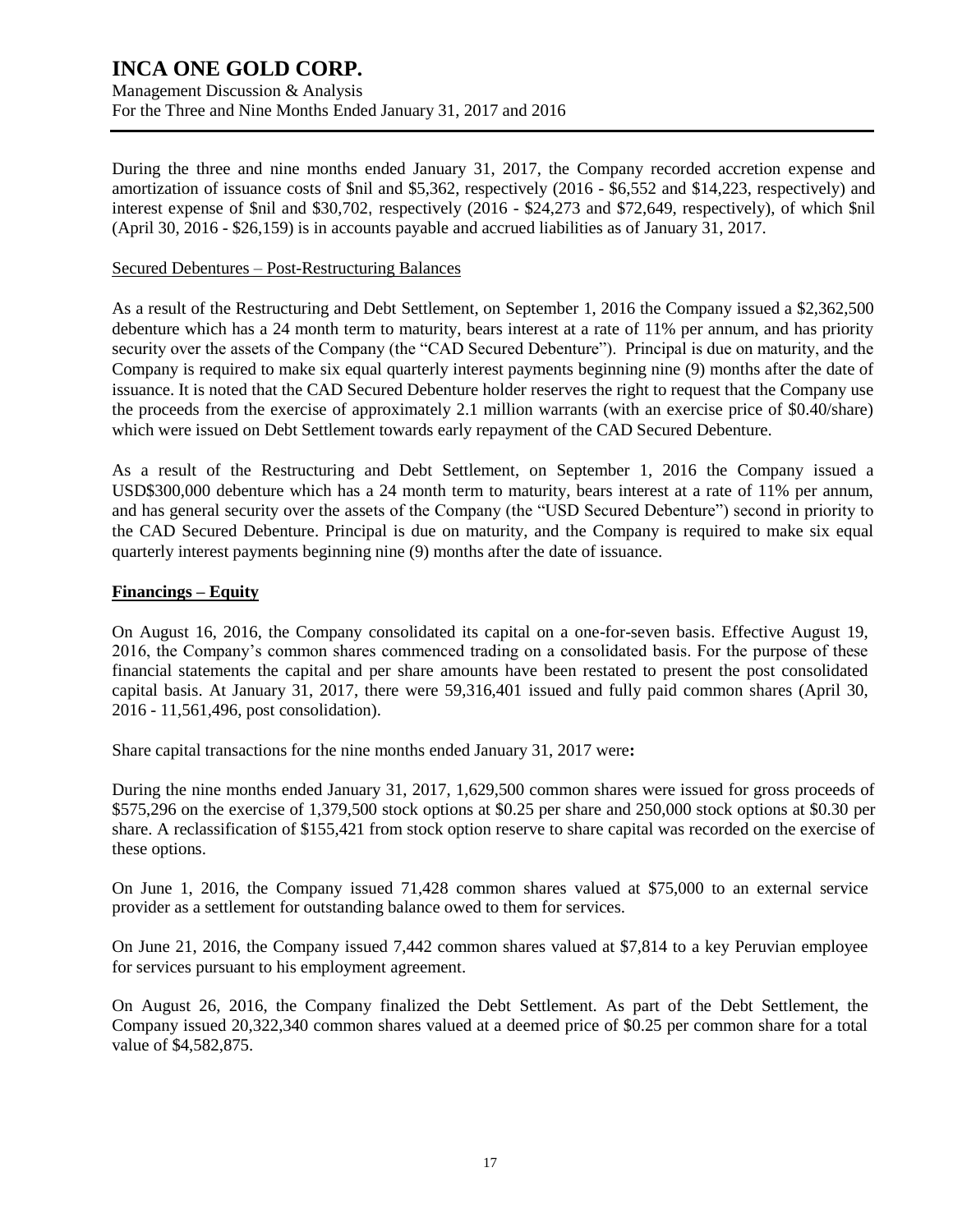During the three and nine months ended January 31, 2017, the Company recorded accretion expense and amortization of issuance costs of $nil and $5,362, respectively (2016 - $6,552 and $14,223, respectively) and interest expense of $nil and $30,702, respectively (2016 - $24,273 and $72,649, respectively), of which $nil (April 30, 2016 - $26,159) is in accounts payable and accrued liabilities as of January 31, 2017.

Secured Debentures – Post-Restructuring Balances

As a result of the Restructuring and Debt Settlement, on September 1, 2016 the Company issued a $2,362,500 debenture which has a 24 month term to maturity, bears interest at a rate of 11% per annum, and has priority security over the assets of the Company (the "CAD Secured Debenture"). Principal is due on maturity, and the Company is required to make six equal quarterly interest payments beginning nine (9) months after the date of issuance. It is noted that the CAD Secured Debenture holder reserves the right to request that the Company use the proceeds from the exercise of approximately 2.1 million warrants (with an exercise price of $0.40/share) which were issued on Debt Settlement towards early repayment of the CAD Secured Debenture.

As a result of the Restructuring and Debt Settlement, on September 1, 2016 the Company issued a USD$300,000 debenture which has a 24 month term to maturity, bears interest at a rate of 11% per annum, and has general security over the assets of the Company (the "USD Secured Debenture") second in priority to the CAD Secured Debenture. Principal is due on maturity, and the Company is required to make six equal quarterly interest payments beginning nine (9) months after the date of issuance.

## Financings – Equity

On August 16, 2016, the Company consolidated its capital on a one-for-seven basis. Effective August 19, 2016, the Company's common shares commenced trading on a consolidated basis. For the purpose of these financial statements the capital and per share amounts have been restated to present the post consolidated capital basis. At January 31, 2017, there were 59,316,401 issued and fully paid common shares (April 30, 2016 - 11,561,496, post consolidation).

Share capital transactions for the nine months ended January 31, 2017 were**:**

During the nine months ended January 31, 2017, 1,629,500 common shares were issued for gross proceeds of $575,296 on the exercise of 1,379,500 stock options at $0.25 per share and 250,000 stock options at $0.30 per share. A reclassification of $155,421 from stock option reserve to share capital was recorded on the exercise of these options.

On June 1, 2016, the Company issued 71,428 common shares valued at $75,000 to an external service provider as a settlement for outstanding balance owed to them for services.

On June 21, 2016, the Company issued 7,442 common shares valued at $7,814 to a key Peruvian employee for services pursuant to his employment agreement.

On August 26, 2016, the Company finalized the Debt Settlement. As part of the Debt Settlement, the Company issued 20,322,340 common shares valued at a deemed price of $0.25 per common share for a total value of $4,582,875.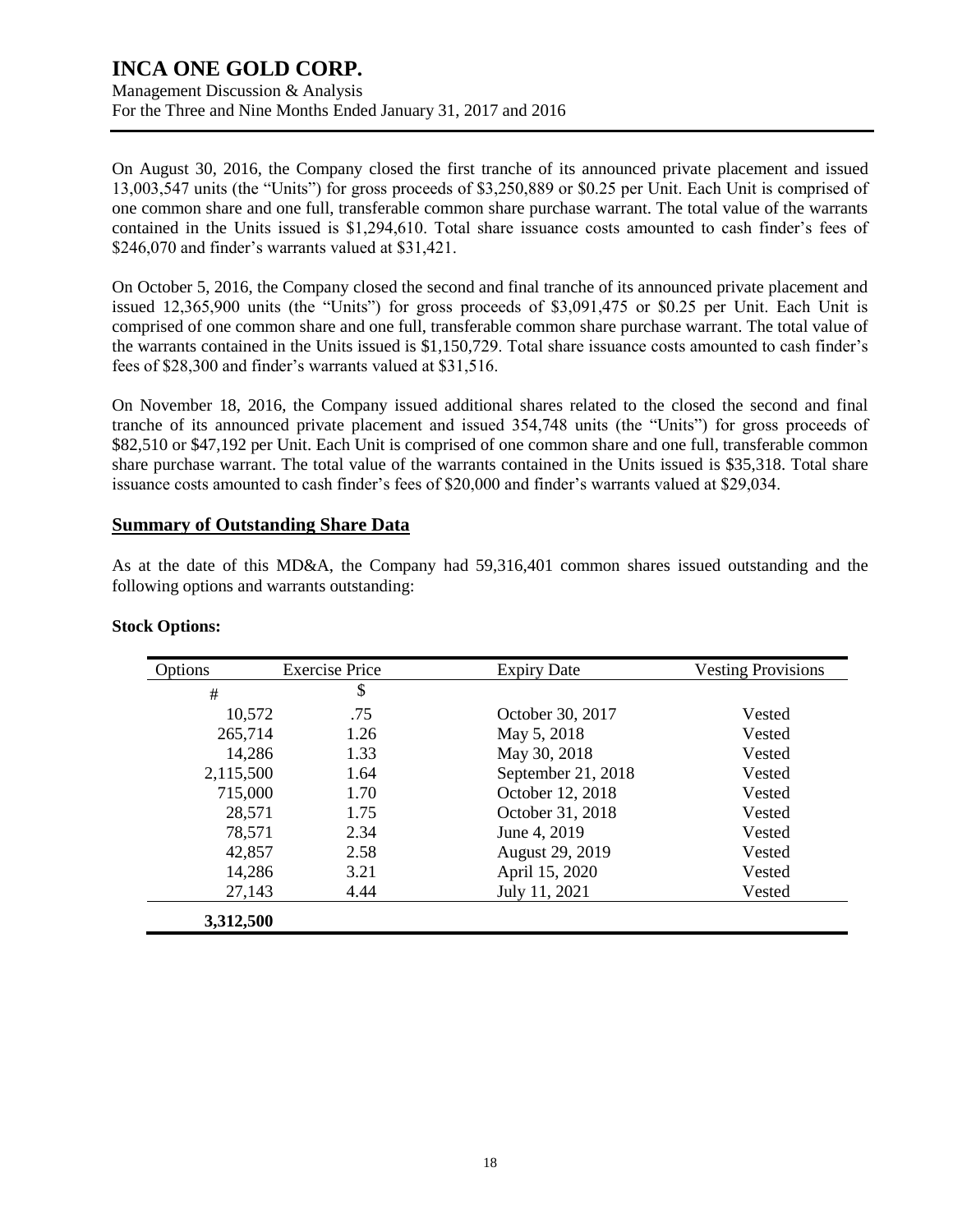On August 30, 2016, the Company closed the first tranche of its announced private placement and issued 13,003,547 units (the "Units") for gross proceeds of $3,250,889 or $0.25 per Unit. Each Unit is comprised of one common share and one full, transferable common share purchase warrant. The total value of the warrants contained in the Units issued is $1,294,610. Total share issuance costs amounted to cash finder's fees of $246,070 and finder's warrants valued at $31,421.

On October 5, 2016, the Company closed the second and final tranche of its announced private placement and issued 12,365,900 units (the "Units") for gross proceeds of $3,091,475 or $0.25 per Unit. Each Unit is comprised of one common share and one full, transferable common share purchase warrant. The total value of the warrants contained in the Units issued is $1,150,729. Total share issuance costs amounted to cash finder's fees of $28,300 and finder's warrants valued at $31,516.

On November 18, 2016, the Company issued additional shares related to the closed the second and final tranche of its announced private placement and issued 354,748 units (the "Units") for gross proceeds of $82,510 or $47,192 per Unit. Each Unit is comprised of one common share and one full, transferable common share purchase warrant. The total value of the warrants contained in the Units issued is $35,318. Total share issuance costs amounted to cash finder's fees of $20,000 and finder's warrants valued at $29,034.

## Summary of Outstanding Share Data

As at the date of this MD&A, the Company had 59,316,401 common shares issued outstanding and the following options and warrants outstanding:

**Stock Options:**

| Options | Exercise Price | Expiry Date | Vesting Provisions |
|---|---|---|---|
| # | $ | | |
| 10,572 | .75 | October 30, 2017 | Vested |
| 265,714 | 1.26 | May 5, 2018 | Vested |
| 14,286 | 1.33 | May 30, 2018 | Vested |
| 2,115,500 | 1.64 | September 21, 2018 | Vested |
| 715,000 | 1.70 | October 12, 2018 | Vested |
| 28,571 | 1.75 | October 31, 2018 | Vested |
| 78,571 | 2.34 | June 4, 2019 | Vested |
| 42,857 | 2.58 | August 29, 2019 | Vested |
| 14,286 | 3.21 | April 15, 2020 | Vested |
| 27,143 | 4.44 | July 11, 2021 | Vested |
| **3,312,500** | | | |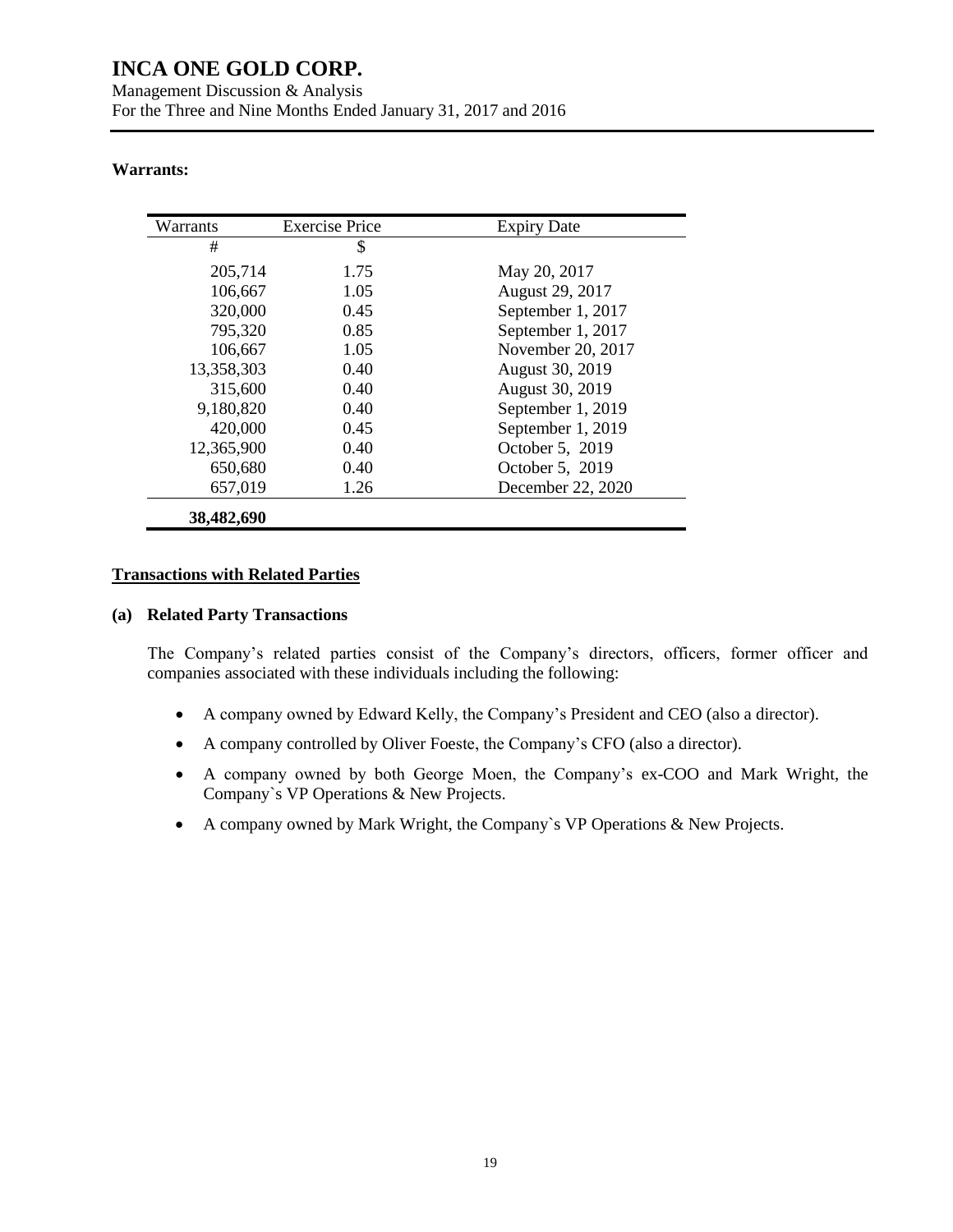## Warrants:

| Warrants | Exercise Price | Expiry Date |
|---|---|---|
| # | $ | |
| 205,714 | 1.75 | May 20, 2017 |
| 106,667 | 1.05 | August 29, 2017 |
| 320,000 | 0.45 | September 1, 2017 |
| 795,320 | 0.85 | September 1, 2017 |
| 106,667 | 1.05 | November 20, 2017 |
| 13,358,303 | 0.40 | August 30, 2019 |
| 315,600 | 0.40 | August 30, 2019 |
| 9,180,820 | 0.40 | September 1, 2019 |
| 420,000 | 0.45 | September 1, 2019 |
| 12,365,900 | 0.40 | October 5, 2019 |
| 650,680 | 0.40 | October 5, 2019 |
| 657,019 | 1.26 | December 22, 2020 |
| **38,482,690** | | |

## Transactions with Related Parties

### (a) Related Party Transactions

The Company's related parties consist of the Company's directors, officers, former officer and companies associated with these individuals including the following:

- A company owned by Edward Kelly, the Company's President and CEO (also a director).
- A company controlled by Oliver Foeste, the Company's CFO (also a director).
- A company owned by both George Moen, the Company's ex-COO and Mark Wright, the Company`s VP Operations & New Projects.
- A company owned by Mark Wright, the Company`s VP Operations & New Projects.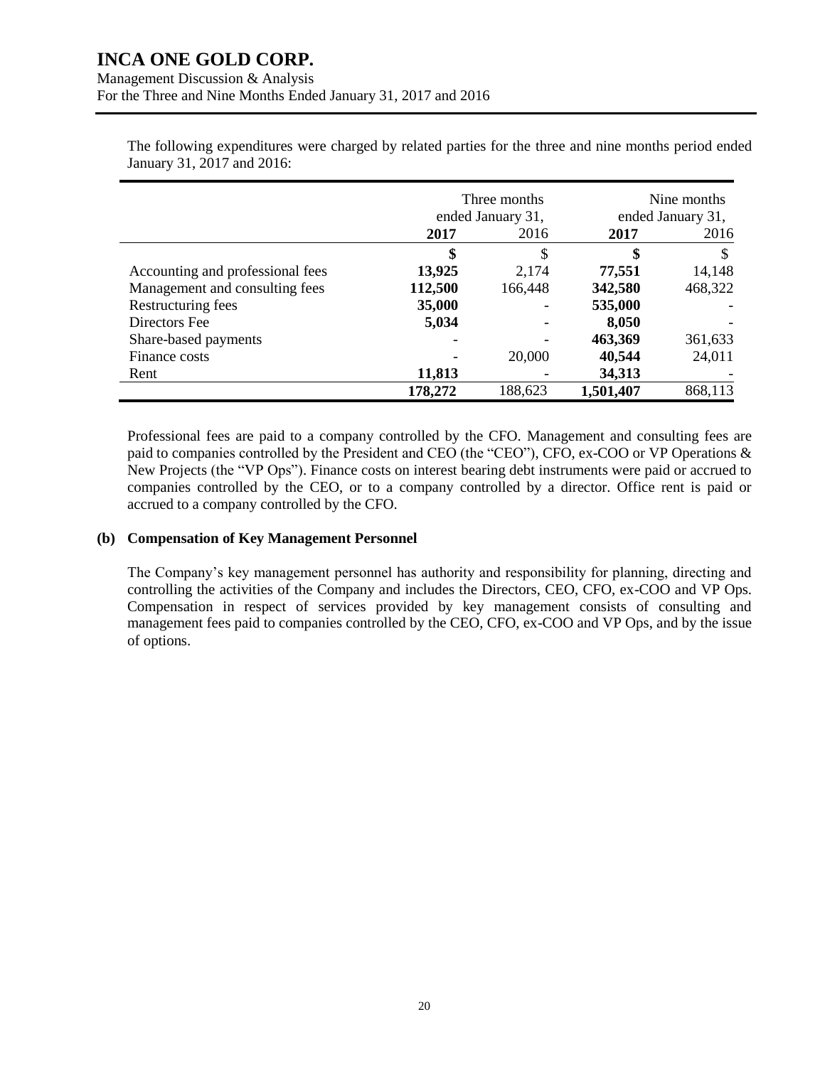The following expenditures were charged by related parties for the three and nine months period ended January 31, 2017 and 2016:

| | Three months ended January 31, | | Nine months ended January 31, | |
|---|---|---|---|---|
| | **2017** | 2016 | **2017** | 2016 |
| | **$** | $ | **$** | $ |
| Accounting and professional fees | **13,925** | 2,174 | **77,551** | 14,148 |
| Management and consulting fees | **112,500** | 166,448 | **342,580** | 468,322 |
| Restructuring fees | **35,000** | - | **535,000** | - |
| Directors Fee | **5,034** | - | **8,050** | - |
| Share-based payments | **-** | - | **463,369** | 361,633 |
| Finance costs | - | 20,000 | **40,544** | 24,011 |
| Rent | **11,813** | - | **34,313** | - |
| | **178,272** | 188,623 | **1,501,407** | 868,113 |

Professional fees are paid to a company controlled by the CFO. Management and consulting fees are paid to companies controlled by the President and CEO (the "CEO"), CFO, ex-COO or VP Operations & New Projects (the "VP Ops"). Finance costs on interest bearing debt instruments were paid or accrued to companies controlled by the CEO, or to a company controlled by a director. Office rent is paid or accrued to a company controlled by the CFO.

**(b) Compensation of Key Management Personnel**

The Company's key management personnel has authority and responsibility for planning, directing and controlling the activities of the Company and includes the Directors, CEO, CFO, ex-COO and VP Ops. Compensation in respect of services provided by key management consists of consulting and management fees paid to companies controlled by the CEO, CFO, ex-COO and VP Ops, and by the issue of options.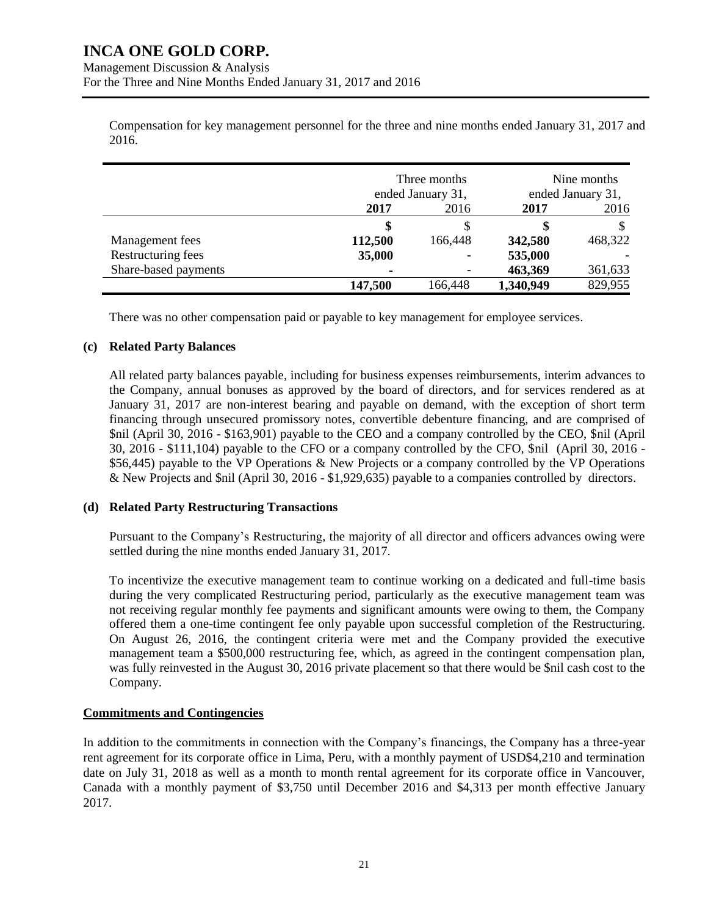Compensation for key management personnel for the three and nine months ended January 31, 2017 and 2016.

| | Three months ended January 31, | | Nine months ended January 31, | |
|---|---|---|---|---|
| | **2017** | 2016 | **2017** | 2016 |
| | **$** | $ | **$** | $ |
| Management fees | **112,500** | 166,448 | **342,580** | 468,322 |
| Restructuring fees | **35,000** | - | **535,000** | - |
| Share-based payments | **-** | - | **463,369** | 361,633 |
| | **147,500** | 166,448 | **1,340,949** | 829,955 |

There was no other compensation paid or payable to key management for employee services.

### (c) Related Party Balances

All related party balances payable, including for business expenses reimbursements, interim advances to the Company, annual bonuses as approved by the board of directors, and for services rendered as at January 31, 2017 are non-interest bearing and payable on demand, with the exception of short term financing through unsecured promissory notes, convertible debenture financing, and are comprised of $nil (April 30, 2016 - $163,901) payable to the CEO and a company controlled by the CEO, $nil (April 30, 2016 - $111,104) payable to the CFO or a company controlled by the CFO, $nil (April 30, 2016 - $56,445) payable to the VP Operations & New Projects or a company controlled by the VP Operations & New Projects and $nil (April 30, 2016 - $1,929,635) payable to a companies controlled by directors.

### (d) Related Party Restructuring Transactions

Pursuant to the Company's Restructuring, the majority of all director and officers advances owing were settled during the nine months ended January 31, 2017.

To incentivize the executive management team to continue working on a dedicated and full-time basis during the very complicated Restructuring period, particularly as the executive management team was not receiving regular monthly fee payments and significant amounts were owing to them, the Company offered them a one-time contingent fee only payable upon successful completion of the Restructuring. On August 26, 2016, the contingent criteria were met and the Company provided the executive management team a $500,000 restructuring fee, which, as agreed in the contingent compensation plan, was fully reinvested in the August 30, 2016 private placement so that there would be $nil cash cost to the Company.

## Commitments and Contingencies

In addition to the commitments in connection with the Company's financings, the Company has a three-year rent agreement for its corporate office in Lima, Peru, with a monthly payment of USD$4,210 and termination date on July 31, 2018 as well as a month to month rental agreement for its corporate office in Vancouver, Canada with a monthly payment of $3,750 until December 2016 and $4,313 per month effective January 2017.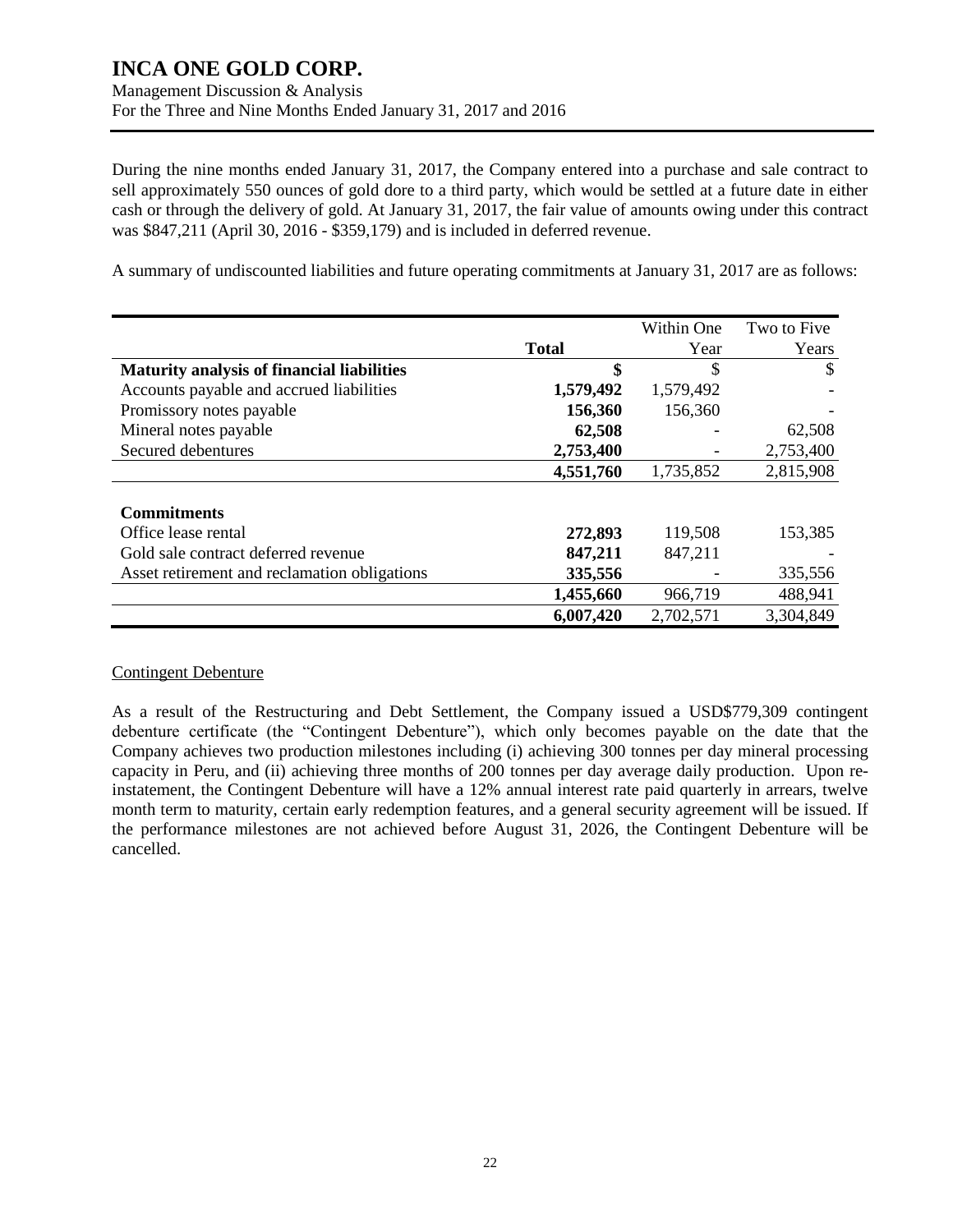During the nine months ended January 31, 2017, the Company entered into a purchase and sale contract to sell approximately 550 ounces of gold dore to a third party, which would be settled at a future date in either cash or through the delivery of gold. At January 31, 2017, the fair value of amounts owing under this contract was $847,211 (April 30, 2016 - $359,179) and is included in deferred revenue.

A summary of undiscounted liabilities and future operating commitments at January 31, 2017 are as follows:

| | **Total** | Within One Year | Two to Five Years |
|---|---|---|---|
| **Maturity analysis of financial liabilities** | **$** | $ | $ |
| Accounts payable and accrued liabilities | **1,579,492** | 1,579,492 | - |
| Promissory notes payable | **156,360** | 156,360 | - |
| Mineral notes payable | **62,508** | - | 62,508 |
| Secured debentures | **2,753,400** | - | 2,753,400 |
| | **4,551,760** | 1,735,852 | 2,815,908 |
| | | | |
| **Commitments** | | | |
| Office lease rental | **272,893** | 119,508 | 153,385 |
| Gold sale contract deferred revenue | **847,211** | 847,211 | - |
| Asset retirement and reclamation obligations | **335,556** | - | 335,556 |
| | **1,455,660** | 966,719 | 488,941 |
| | **6,007,420** | 2,702,571 | 3,304,849 |

Contingent Debenture

As a result of the Restructuring and Debt Settlement, the Company issued a USD$779,309 contingent debenture certificate (the "Contingent Debenture"), which only becomes payable on the date that the Company achieves two production milestones including (i) achieving 300 tonnes per day mineral processing capacity in Peru, and (ii) achieving three months of 200 tonnes per day average daily production. Upon re-instatement, the Contingent Debenture will have a 12% annual interest rate paid quarterly in arrears, twelve month term to maturity, certain early redemption features, and a general security agreement will be issued. If the performance milestones are not achieved before August 31, 2026, the Contingent Debenture will be cancelled.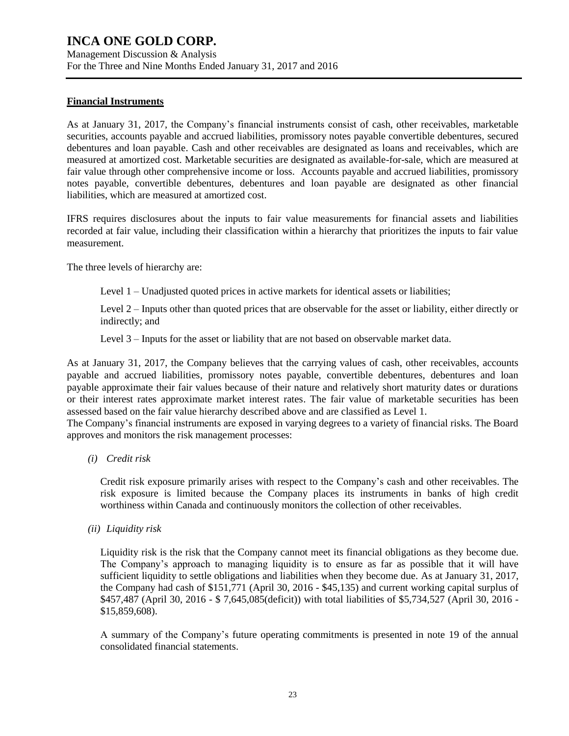## Financial Instruments

As at January 31, 2017, the Company's financial instruments consist of cash, other receivables, marketable securities, accounts payable and accrued liabilities, promissory notes payable convertible debentures, secured debentures and loan payable. Cash and other receivables are designated as loans and receivables, which are measured at amortized cost. Marketable securities are designated as available-for-sale, which are measured at fair value through other comprehensive income or loss. Accounts payable and accrued liabilities, promissory notes payable, convertible debentures, debentures and loan payable are designated as other financial liabilities, which are measured at amortized cost.

IFRS requires disclosures about the inputs to fair value measurements for financial assets and liabilities recorded at fair value, including their classification within a hierarchy that prioritizes the inputs to fair value measurement.

The three levels of hierarchy are:

Level 1 – Unadjusted quoted prices in active markets for identical assets or liabilities;

Level 2 – Inputs other than quoted prices that are observable for the asset or liability, either directly or indirectly; and

Level 3 – Inputs for the asset or liability that are not based on observable market data.

As at January 31, 2017, the Company believes that the carrying values of cash, other receivables, accounts payable and accrued liabilities, promissory notes payable, convertible debentures, debentures and loan payable approximate their fair values because of their nature and relatively short maturity dates or durations or their interest rates approximate market interest rates. The fair value of marketable securities has been assessed based on the fair value hierarchy described above and are classified as Level 1.
The Company's financial instruments are exposed in varying degrees to a variety of financial risks. The Board approves and monitors the risk management processes:

*(i) Credit risk*

Credit risk exposure primarily arises with respect to the Company's cash and other receivables. The risk exposure is limited because the Company places its instruments in banks of high credit worthiness within Canada and continuously monitors the collection of other receivables.

*(ii) Liquidity risk*

Liquidity risk is the risk that the Company cannot meet its financial obligations as they become due. The Company's approach to managing liquidity is to ensure as far as possible that it will have sufficient liquidity to settle obligations and liabilities when they become due. As at January 31, 2017, the Company had cash of $151,771 (April 30, 2016 - $45,135) and current working capital surplus of $457,487 (April 30, 2016 - $ 7,645,085(deficit)) with total liabilities of $5,734,527 (April 30, 2016 - $15,859,608).

A summary of the Company's future operating commitments is presented in note 19 of the annual consolidated financial statements.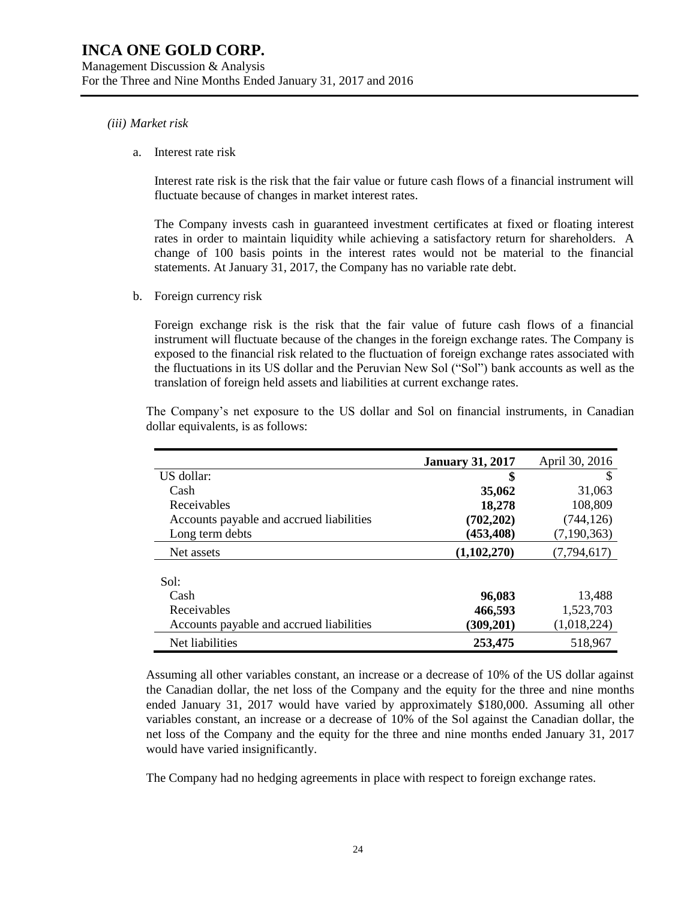*(iii) Market risk*

a. Interest rate risk

Interest rate risk is the risk that the fair value or future cash flows of a financial instrument will fluctuate because of changes in market interest rates.

The Company invests cash in guaranteed investment certificates at fixed or floating interest rates in order to maintain liquidity while achieving a satisfactory return for shareholders. A change of 100 basis points in the interest rates would not be material to the financial statements. At January 31, 2017, the Company has no variable rate debt.

b. Foreign currency risk

Foreign exchange risk is the risk that the fair value of future cash flows of a financial instrument will fluctuate because of the changes in the foreign exchange rates. The Company is exposed to the financial risk related to the fluctuation of foreign exchange rates associated with the fluctuations in its US dollar and the Peruvian New Sol ("Sol") bank accounts as well as the translation of foreign held assets and liabilities at current exchange rates.

The Company's net exposure to the US dollar and Sol on financial instruments, in Canadian dollar equivalents, is as follows:

| | **January 31, 2017** | April 30, 2016 |
|---|---|---|
| US dollar: | **$** | $ |
| Cash | **35,062** | 31,063 |
| Receivables | **18,278** | 108,809 |
| Accounts payable and accrued liabilities | **(702,202)** | (744,126) |
| Long term debts | **(453,408)** | (7,190,363) |
| Net assets | **(1,102,270)** | (7,794,617) |
| Sol: | | |
| Cash | **96,083** | 13,488 |
| Receivables | **466,593** | 1,523,703 |
| Accounts payable and accrued liabilities | **(309,201)** | (1,018,224) |
| Net liabilities | **253,475** | 518,967 |

Assuming all other variables constant, an increase or a decrease of 10% of the US dollar against the Canadian dollar, the net loss of the Company and the equity for the three and nine months ended January 31, 2017 would have varied by approximately $180,000. Assuming all other variables constant, an increase or a decrease of 10% of the Sol against the Canadian dollar, the net loss of the Company and the equity for the three and nine months ended January 31, 2017 would have varied insignificantly.

The Company had no hedging agreements in place with respect to foreign exchange rates.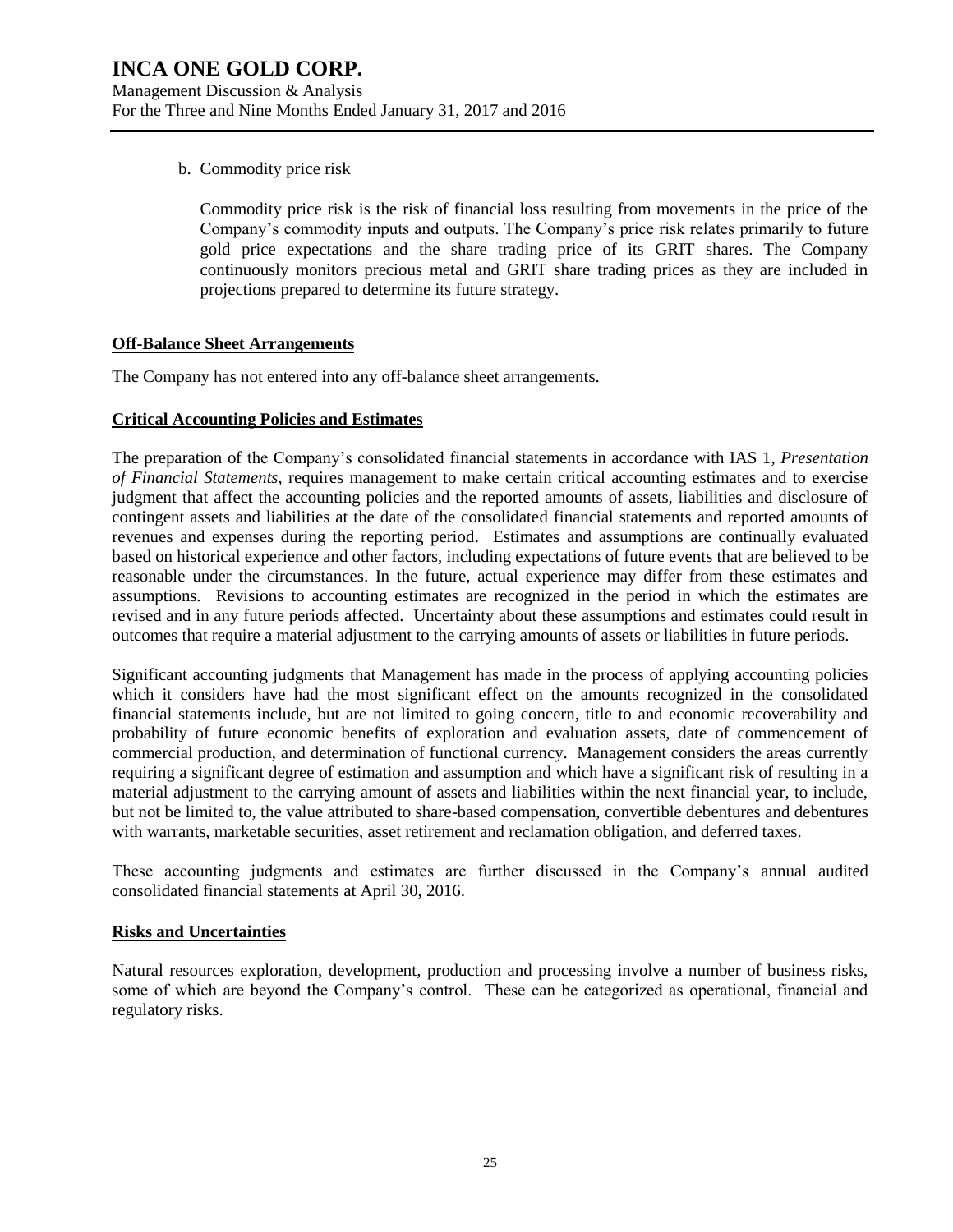b. Commodity price risk

   Commodity price risk is the risk of financial loss resulting from movements in the price of the Company's commodity inputs and outputs. The Company's price risk relates primarily to future gold price expectations and the share trading price of its GRIT shares. The Company continuously monitors precious metal and GRIT share trading prices as they are included in projections prepared to determine its future strategy.

## Off-Balance Sheet Arrangements

The Company has not entered into any off-balance sheet arrangements.

## Critical Accounting Policies and Estimates

The preparation of the Company's consolidated financial statements in accordance with IAS 1, *Presentation of Financial Statements*, requires management to make certain critical accounting estimates and to exercise judgment that affect the accounting policies and the reported amounts of assets, liabilities and disclosure of contingent assets and liabilities at the date of the consolidated financial statements and reported amounts of revenues and expenses during the reporting period. Estimates and assumptions are continually evaluated based on historical experience and other factors, including expectations of future events that are believed to be reasonable under the circumstances. In the future, actual experience may differ from these estimates and assumptions. Revisions to accounting estimates are recognized in the period in which the estimates are revised and in any future periods affected. Uncertainty about these assumptions and estimates could result in outcomes that require a material adjustment to the carrying amounts of assets or liabilities in future periods.

Significant accounting judgments that Management has made in the process of applying accounting policies which it considers have had the most significant effect on the amounts recognized in the consolidated financial statements include, but are not limited to going concern, title to and economic recoverability and probability of future economic benefits of exploration and evaluation assets, date of commencement of commercial production, and determination of functional currency. Management considers the areas currently requiring a significant degree of estimation and assumption and which have a significant risk of resulting in a material adjustment to the carrying amount of assets and liabilities within the next financial year, to include, but not be limited to, the value attributed to share-based compensation, convertible debentures and debentures with warrants, marketable securities, asset retirement and reclamation obligation, and deferred taxes.

These accounting judgments and estimates are further discussed in the Company's annual audited consolidated financial statements at April 30, 2016.

## Risks and Uncertainties

Natural resources exploration, development, production and processing involve a number of business risks, some of which are beyond the Company's control. These can be categorized as operational, financial and regulatory risks.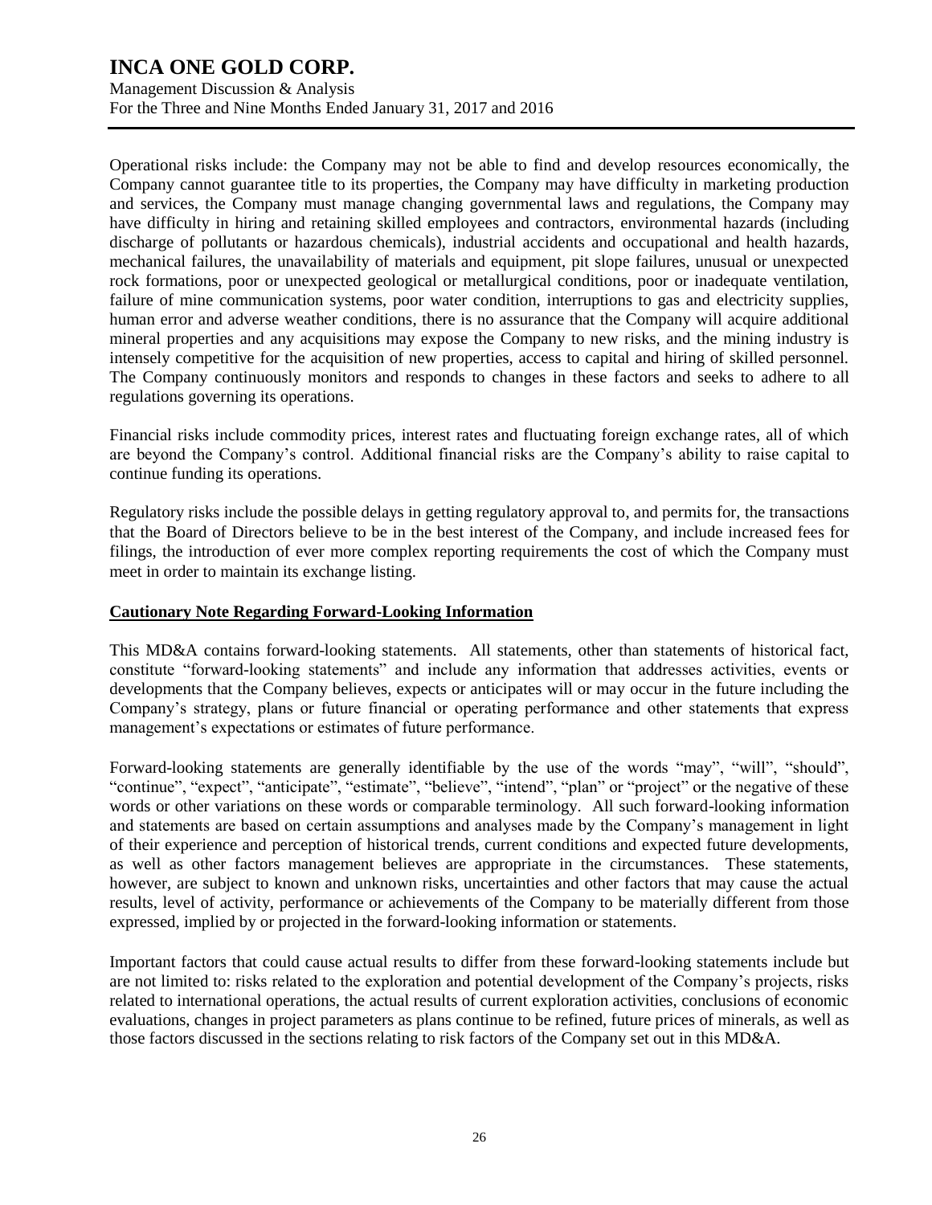Operational risks include: the Company may not be able to find and develop resources economically, the Company cannot guarantee title to its properties, the Company may have difficulty in marketing production and services, the Company must manage changing governmental laws and regulations, the Company may have difficulty in hiring and retaining skilled employees and contractors, environmental hazards (including discharge of pollutants or hazardous chemicals), industrial accidents and occupational and health hazards, mechanical failures, the unavailability of materials and equipment, pit slope failures, unusual or unexpected rock formations, poor or unexpected geological or metallurgical conditions, poor or inadequate ventilation, failure of mine communication systems, poor water condition, interruptions to gas and electricity supplies, human error and adverse weather conditions, there is no assurance that the Company will acquire additional mineral properties and any acquisitions may expose the Company to new risks, and the mining industry is intensely competitive for the acquisition of new properties, access to capital and hiring of skilled personnel. The Company continuously monitors and responds to changes in these factors and seeks to adhere to all regulations governing its operations.

Financial risks include commodity prices, interest rates and fluctuating foreign exchange rates, all of which are beyond the Company's control. Additional financial risks are the Company's ability to raise capital to continue funding its operations.

Regulatory risks include the possible delays in getting regulatory approval to, and permits for, the transactions that the Board of Directors believe to be in the best interest of the Company, and include increased fees for filings, the introduction of ever more complex reporting requirements the cost of which the Company must meet in order to maintain its exchange listing.

## Cautionary Note Regarding Forward-Looking Information

This MD&A contains forward-looking statements. All statements, other than statements of historical fact, constitute "forward-looking statements" and include any information that addresses activities, events or developments that the Company believes, expects or anticipates will or may occur in the future including the Company's strategy, plans or future financial or operating performance and other statements that express management's expectations or estimates of future performance.

Forward-looking statements are generally identifiable by the use of the words "may", "will", "should", "continue", "expect", "anticipate", "estimate", "believe", "intend", "plan" or "project" or the negative of these words or other variations on these words or comparable terminology. All such forward-looking information and statements are based on certain assumptions and analyses made by the Company's management in light of their experience and perception of historical trends, current conditions and expected future developments, as well as other factors management believes are appropriate in the circumstances. These statements, however, are subject to known and unknown risks, uncertainties and other factors that may cause the actual results, level of activity, performance or achievements of the Company to be materially different from those expressed, implied by or projected in the forward-looking information or statements.

Important factors that could cause actual results to differ from these forward-looking statements include but are not limited to: risks related to the exploration and potential development of the Company's projects, risks related to international operations, the actual results of current exploration activities, conclusions of economic evaluations, changes in project parameters as plans continue to be refined, future prices of minerals, as well as those factors discussed in the sections relating to risk factors of the Company set out in this MD&A.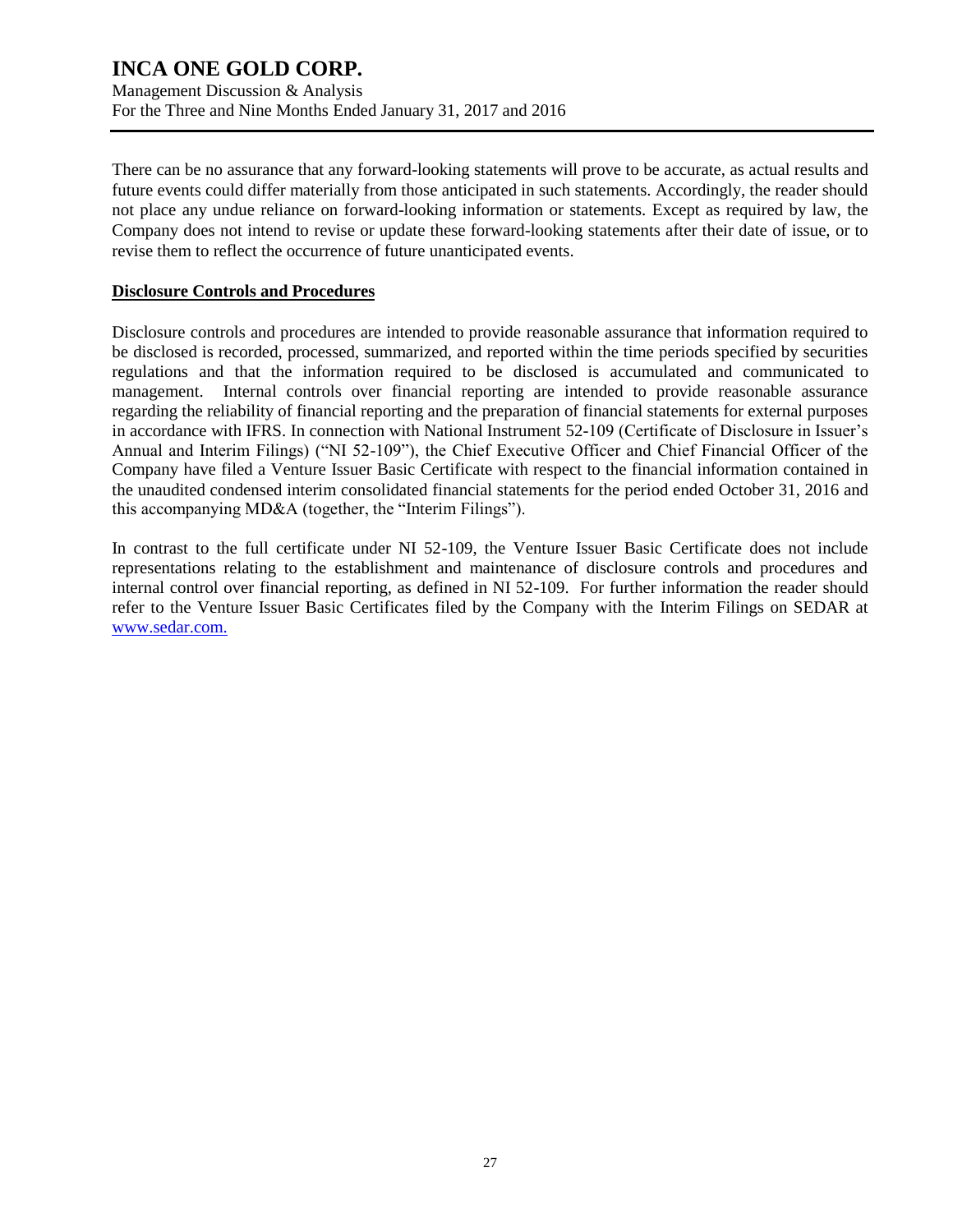There can be no assurance that any forward-looking statements will prove to be accurate, as actual results and future events could differ materially from those anticipated in such statements. Accordingly, the reader should not place any undue reliance on forward-looking information or statements. Except as required by law, the Company does not intend to revise or update these forward-looking statements after their date of issue, or to revise them to reflect the occurrence of future unanticipated events.

## Disclosure Controls and Procedures

Disclosure controls and procedures are intended to provide reasonable assurance that information required to be disclosed is recorded, processed, summarized, and reported within the time periods specified by securities regulations and that the information required to be disclosed is accumulated and communicated to management. Internal controls over financial reporting are intended to provide reasonable assurance regarding the reliability of financial reporting and the preparation of financial statements for external purposes in accordance with IFRS. In connection with National Instrument 52-109 (Certificate of Disclosure in Issuer's Annual and Interim Filings) ("NI 52-109"), the Chief Executive Officer and Chief Financial Officer of the Company have filed a Venture Issuer Basic Certificate with respect to the financial information contained in the unaudited condensed interim consolidated financial statements for the period ended October 31, 2016 and this accompanying MD&A (together, the "Interim Filings").

In contrast to the full certificate under NI 52-109, the Venture Issuer Basic Certificate does not include representations relating to the establishment and maintenance of disclosure controls and procedures and internal control over financial reporting, as defined in NI 52-109. For further information the reader should refer to the Venture Issuer Basic Certificates filed by the Company with the Interim Filings on SEDAR at www.sedar.com.